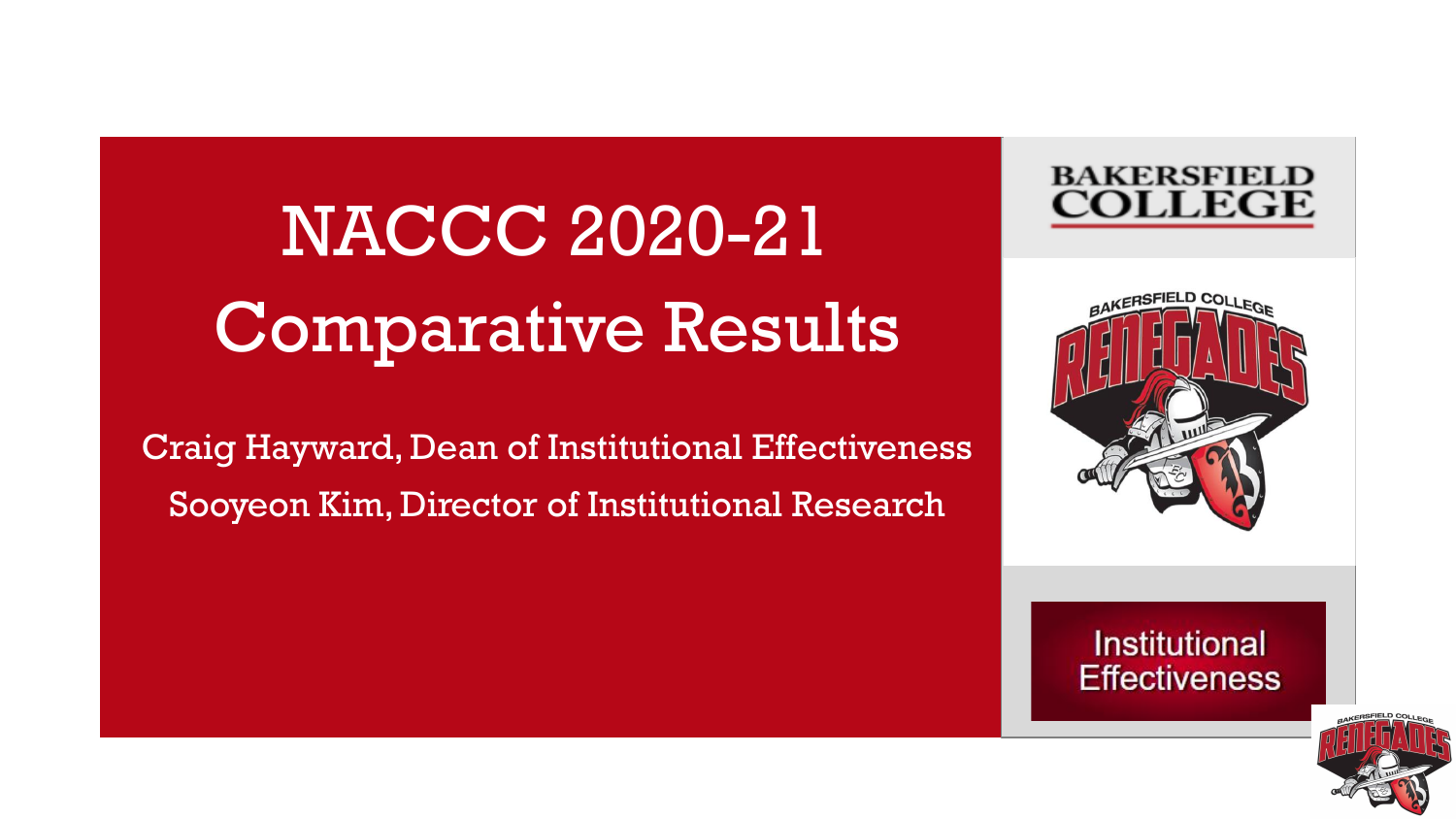# NACCC 2020-21 Comparative Results

Craig Hayward, Dean of Institutional Effectiveness

Sooyeon Kim, Director of Institutional Research

BAKERSFIELD COLLEGE

Institutional Effectiveness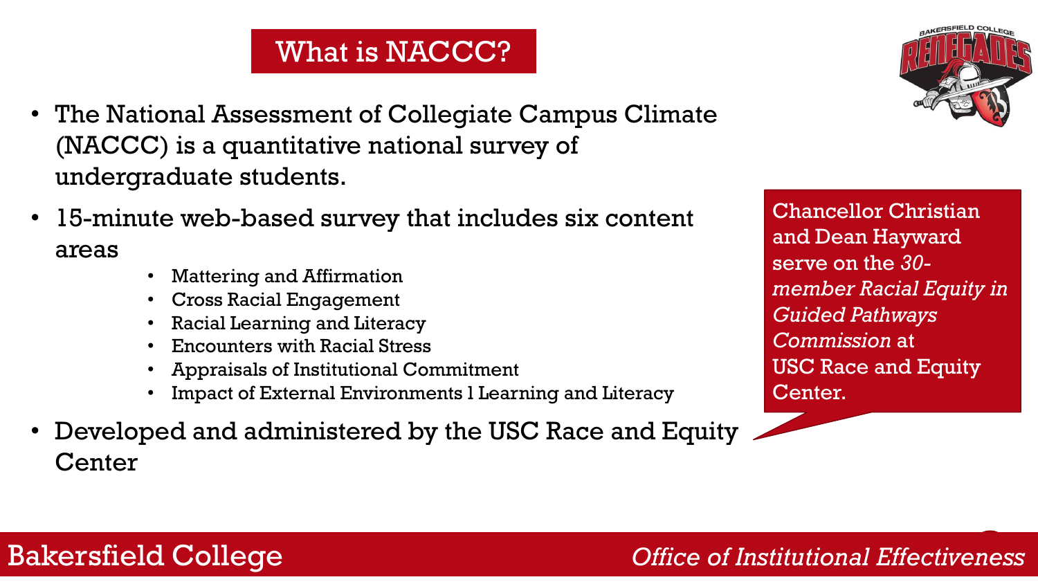# What is NACCC?

- The National Assessment of Collegiate Campus Climate (NACCC) is a quantitative national survey of undergraduate students.
- 15-minute web-based survey that includes six content areas
  - Mattering and Affirmation
  - Cross Racial Engagement
  - Racial Learning and Literacy
  - Encounters with Racial Stress
  - Appraisals of Institutional Commitment
  - Impact of External Environments l Learning and Literacy
- Developed and administered by the USC Race and Equity Center

Chancellor Christian and Dean Hayward serve on the *30-member Racial Equity in Guided Pathways Commission* at USC Race and Equity Center.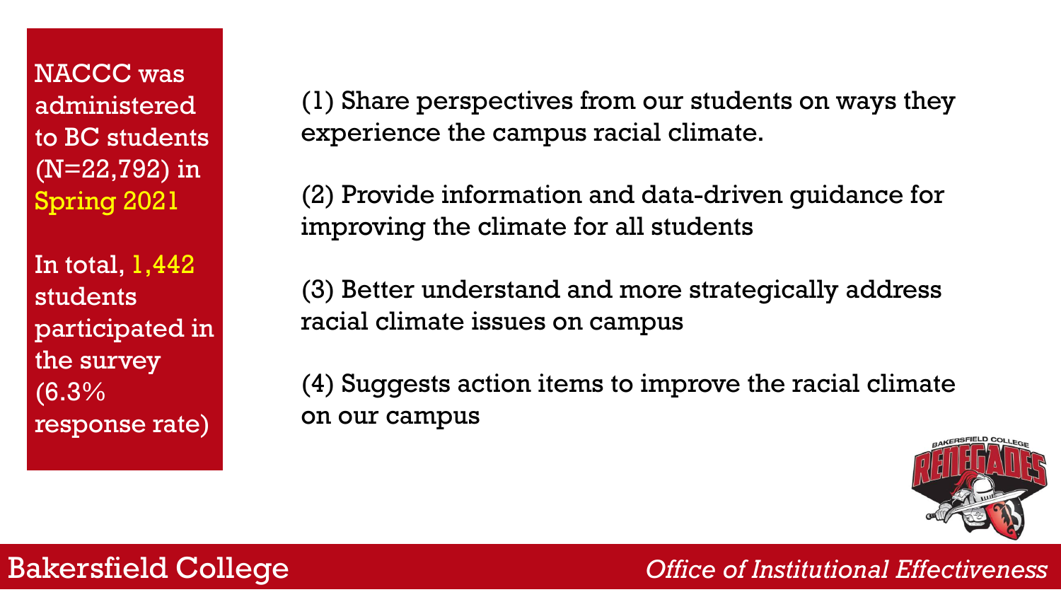NACCC was administered to BC students (N=22,792) in Spring 2021

In total, 1,442 students participated in the survey (6.3% response rate)

(1) Share perspectives from our students on ways they experience the campus racial climate.

(2) Provide information and data-driven guidance for improving the climate for all students

(3) Better understand and more strategically address racial climate issues on campus

(4) Suggests action items to improve the racial climate on our campus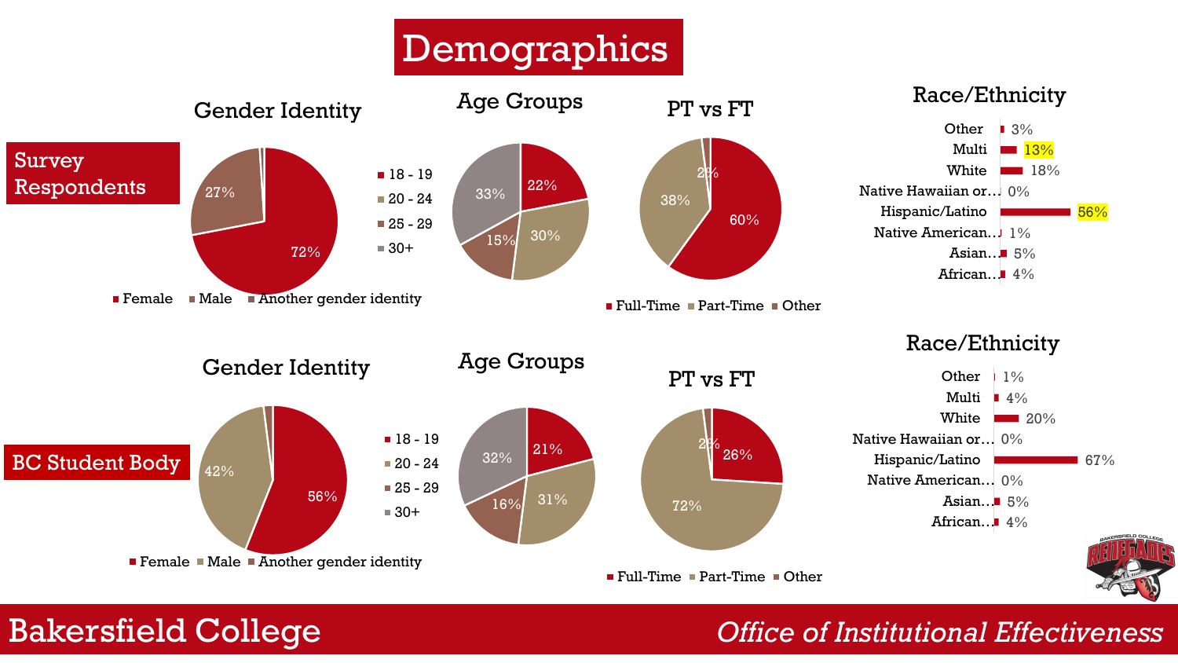# Demographics

## Survey Respondents

### Gender Identity

| Female | Male | Another gender identity |
|---|---|---|
| 72% | 27% | |

### Age Groups

| 18 - 19 | 20 - 24 | 25 - 29 | 30+ |
|---|---|---|---|
| 22% | 30% | 15% | 33% |

### PT vs FT

| Full-Time | Part-Time | Other |
|---|---|---|
| 60% | 38% | 2% |

### Race/Ethnicity

| Race/Ethnicity | % |
|---|---|
| Other | 3% |
| Multi | 13% |
| White | 18% |
| Native Hawaiian or… | 0% |
| Hispanic/Latino | 56% |
| Native American… | 1% |
| Asian… | 5% |
| African… | 4% |

## BC Student Body

### Gender Identity

| Female | Male | Another gender identity |
|---|---|---|
| 56% | 42% | |

### Age Groups

| 18 - 19 | 20 - 24 | 25 - 29 | 30+ |
|---|---|---|---|
| 21% | 31% | 16% | 32% |

### PT vs FT

| Full-Time | Part-Time | Other |
|---|---|---|
| 26% | 72% | 2% |

### Race/Ethnicity

| Race/Ethnicity | % |
|---|---|
| Other | 1% |
| Multi | 4% |
| White | 20% |
| Native Hawaiian or… | 0% |
| Hispanic/Latino | 67% |
| Native American… | 0% |
| Asian… | 5% |
| African… | 4% |

Bakersfield College

*Office of Institutional Effectiveness*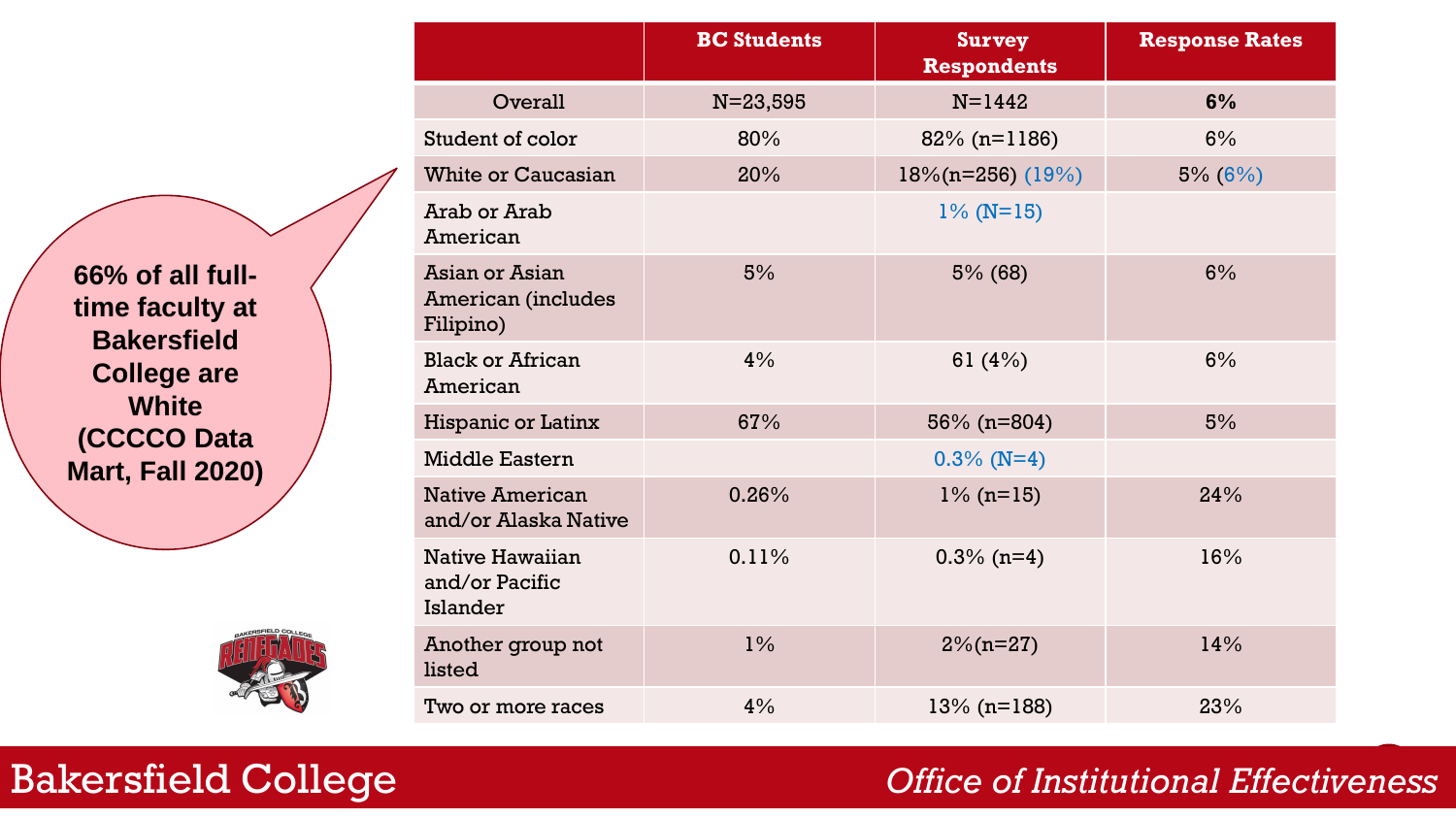66% of all full-time faculty at Bakersfield College are White (CCCCO Data Mart, Fall 2020)

| | BC Students | Survey Respondents | Response Rates |
|---|---|---|---|
| Overall | N=23,595 | N=1442 | **6%** |
| Student of color | 80% | 82% (n=1186) | 6% |
| White or Caucasian | 20% | 18%(n=256) (19%) | 5% (6%) |
| Arab or Arab American | | 1% (N=15) | |
| Asian or Asian American (includes Filipino) | 5% | 5% (68) | 6% |
| Black or African American | 4% | 61 (4%) | 6% |
| Hispanic or Latinx | 67% | 56% (n=804) | 5% |
| Middle Eastern | | 0.3% (N=4) | |
| Native American and/or Alaska Native | 0.26% | 1% (n=15) | 24% |
| Native Hawaiian and/or Pacific Islander | 0.11% | 0.3% (n=4) | 16% |
| Another group not listed | 1% | 2%(n=27) | 14% |
| Two or more races | 4% | 13% (n=188) | 23% |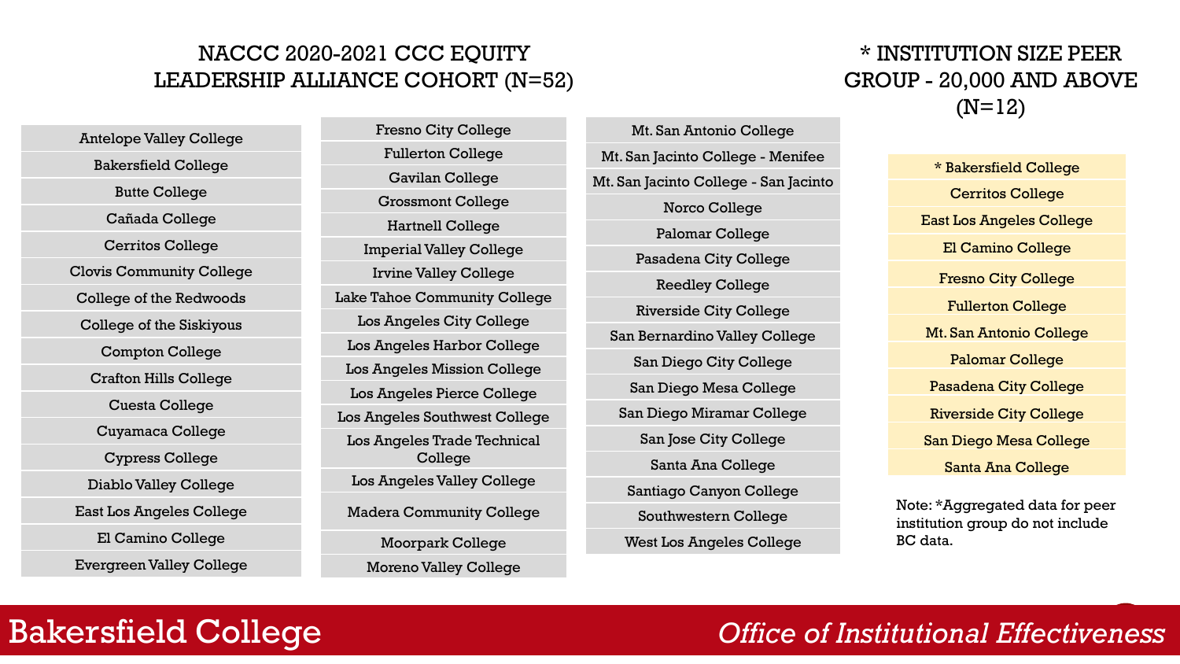## NACCC 2020-2021 CCC EQUITY LEADERSHIP ALLIANCE COHORT (N=52)

- Antelope Valley College
- Bakersfield College
- Butte College
- Cañada College
- Cerritos College
- Clovis Community College
- College of the Redwoods
- College of the Siskiyous
- Compton College
- Crafton Hills College
- Cuesta College
- Cuyamaca College
- Cypress College
- Diablo Valley College
- East Los Angeles College
- El Camino College
- Evergreen Valley College
- Fresno City College
- Fullerton College
- Gavilan College
- Grossmont College
- Hartnell College
- Imperial Valley College
- Irvine Valley College
- Lake Tahoe Community College
- Los Angeles City College
- Los Angeles Harbor College
- Los Angeles Mission College
- Los Angeles Pierce College
- Los Angeles Southwest College
- Los Angeles Trade Technical College
- Los Angeles Valley College
- Madera Community College
- Moorpark College
- Moreno Valley College
- Mt. San Antonio College
- Mt. San Jacinto College - Menifee
- Mt. San Jacinto College - San Jacinto
- Norco College
- Palomar College
- Pasadena City College
- Reedley College
- Riverside City College
- San Bernardino Valley College
- San Diego City College
- San Diego Mesa College
- San Diego Miramar College
- San Jose City College
- Santa Ana College
- Santiago Canyon College
- Southwestern College
- West Los Angeles College

## * INSTITUTION SIZE PEER GROUP - 20,000 AND ABOVE (N=12)

- * Bakersfield College
- Cerritos College
- East Los Angeles College
- El Camino College
- Fresno City College
- Fullerton College
- Mt. San Antonio College
- Palomar College
- Pasadena City College
- Riverside City College
- San Diego Mesa College
- Santa Ana College

Note: *Aggregated data for peer institution group do not include BC data.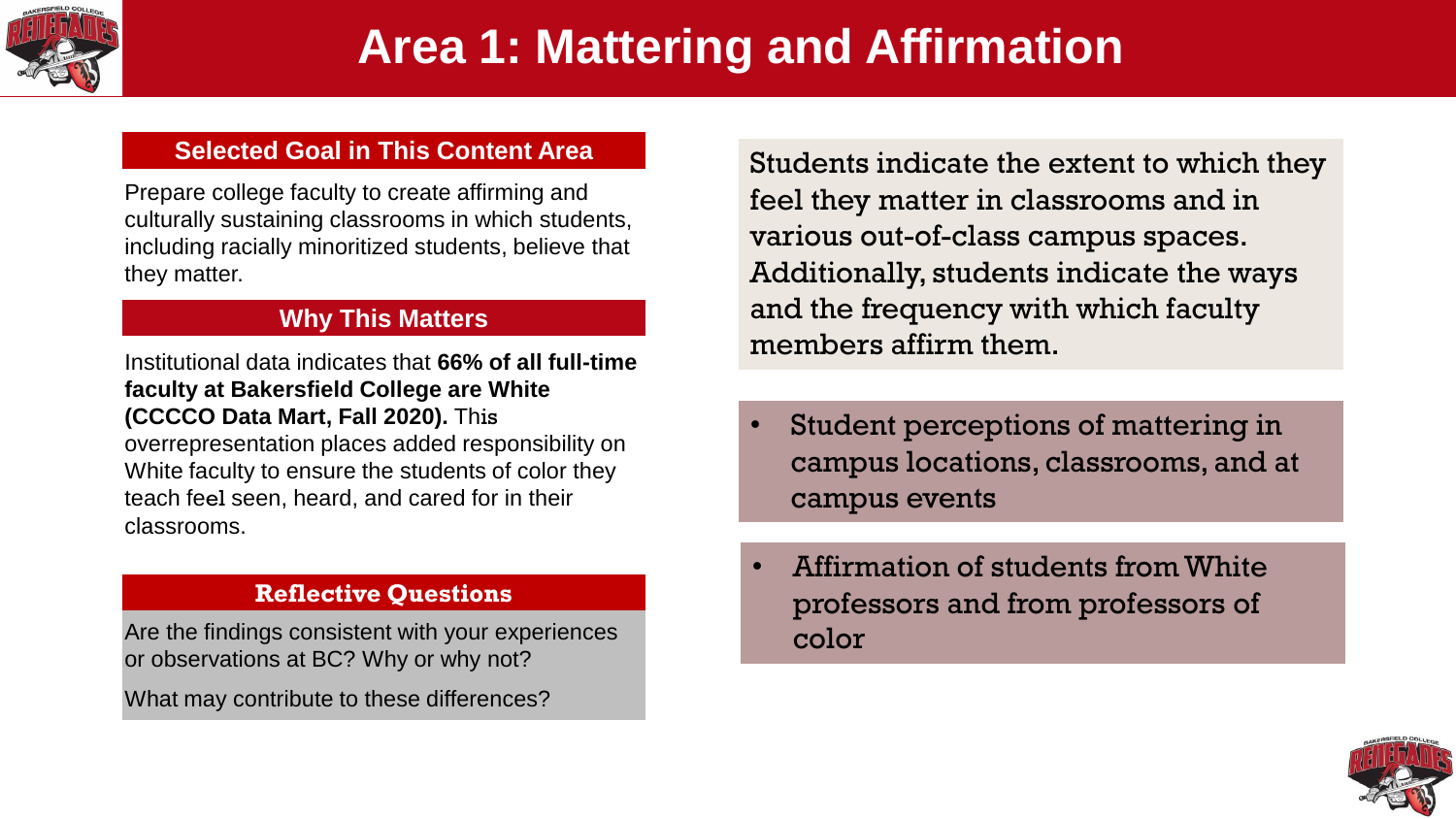# Area 1: Mattering and Affirmation

### Selected Goal in This Content Area

Prepare college faculty to create affirming and culturally sustaining classrooms in which students, including racially minoritized students, believe that they matter.

### Why This Matters

Institutional data indicates that **66% of all full-time faculty at Bakersfield College are White (CCCCO Data Mart, Fall 2020).** This overrepresentation places added responsibility on White faculty to ensure the students of color they teach feel seen, heard, and cared for in their classrooms.

### Reflective Questions

Are the findings consistent with your experiences or observations at BC? Why or why not?

What may contribute to these differences?

Students indicate the extent to which they feel they matter in classrooms and in various out-of-class campus spaces. Additionally, students indicate the ways and the frequency with which faculty members affirm them.

- Student perceptions of mattering in campus locations, classrooms, and at campus events
- Affirmation of students from White professors and from professors of color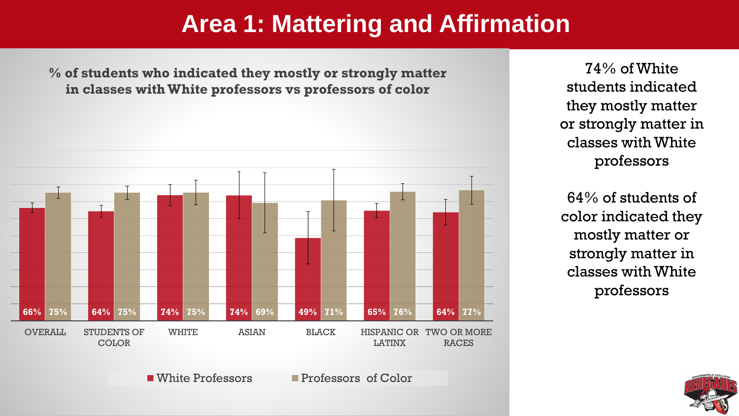# Area 1: Mattering and Affirmation

**% of students who indicated they mostly or strongly matter in classes with White professors vs professors of color**

| | White Professors | Professors of Color |
|---|---|---|
| OVERALL | 66% | 75% |
| STUDENTS OF COLOR | 64% | 75% |
| WHITE | 74% | 75% |
| ASIAN | 74% | 69% |
| BLACK | 49% | 71% |
| HISPANIC OR LATINX | 65% | 76% |
| TWO OR MORE RACES | 64% | 77% |

74% of White students indicated they mostly matter or strongly matter in classes with White professors

64% of students of color indicated they mostly matter or strongly matter in classes with White professors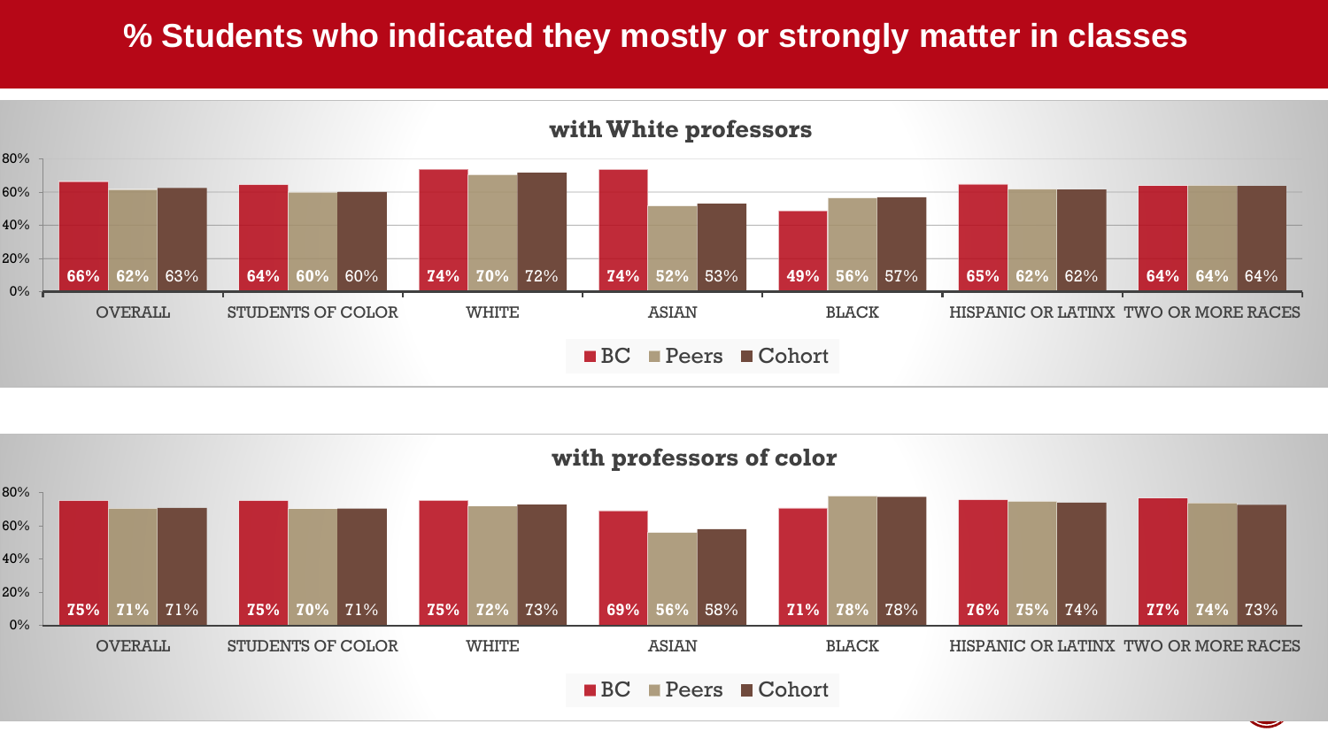# % Students who indicated they mostly or strongly matter in classes

## with White professors

| | BC | Peers | Cohort |
|---|---|---|---|
| OVERALL | 66% | 62% | 63% |
| STUDENTS OF COLOR | 64% | 60% | 60% |
| WHITE | 74% | 70% | 72% |
| ASIAN | 74% | 52% | 53% |
| BLACK | 49% | 56% | 57% |
| HISPANIC OR LATINX | 65% | 62% | 62% |
| TWO OR MORE RACES | 64% | 64% | 64% |

## with professors of color

| | BC | Peers | Cohort |
|---|---|---|---|
| OVERALL | 75% | 71% | 71% |
| STUDENTS OF COLOR | 75% | 70% | 71% |
| WHITE | 75% | 72% | 73% |
| ASIAN | 69% | 56% | 58% |
| BLACK | 71% | 78% | 78% |
| HISPANIC OR LATINX | 76% | 75% | 74% |
| TWO OR MORE RACES | 77% | 74% | 73% |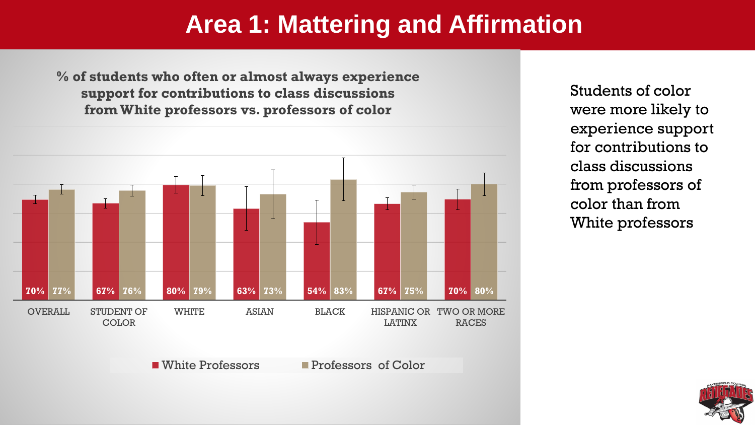# Area 1: Mattering and Affirmation

**% of students who often or almost always experience support for contributions to class discussions from White professors vs. professors of color**

| | OVERALL | STUDENT OF COLOR | WHITE | ASIAN | BLACK | HISPANIC OR LATINX | TWO OR MORE RACES |
|---|---|---|---|---|---|---|---|
| White Professors | 70% | 67% | 80% | 63% | 54% | 67% | 70% |
| Professors of Color | 77% | 76% | 79% | 73% | 83% | 75% | 80% |

Students of color were more likely to experience support for contributions to class discussions from professors of color than from White professors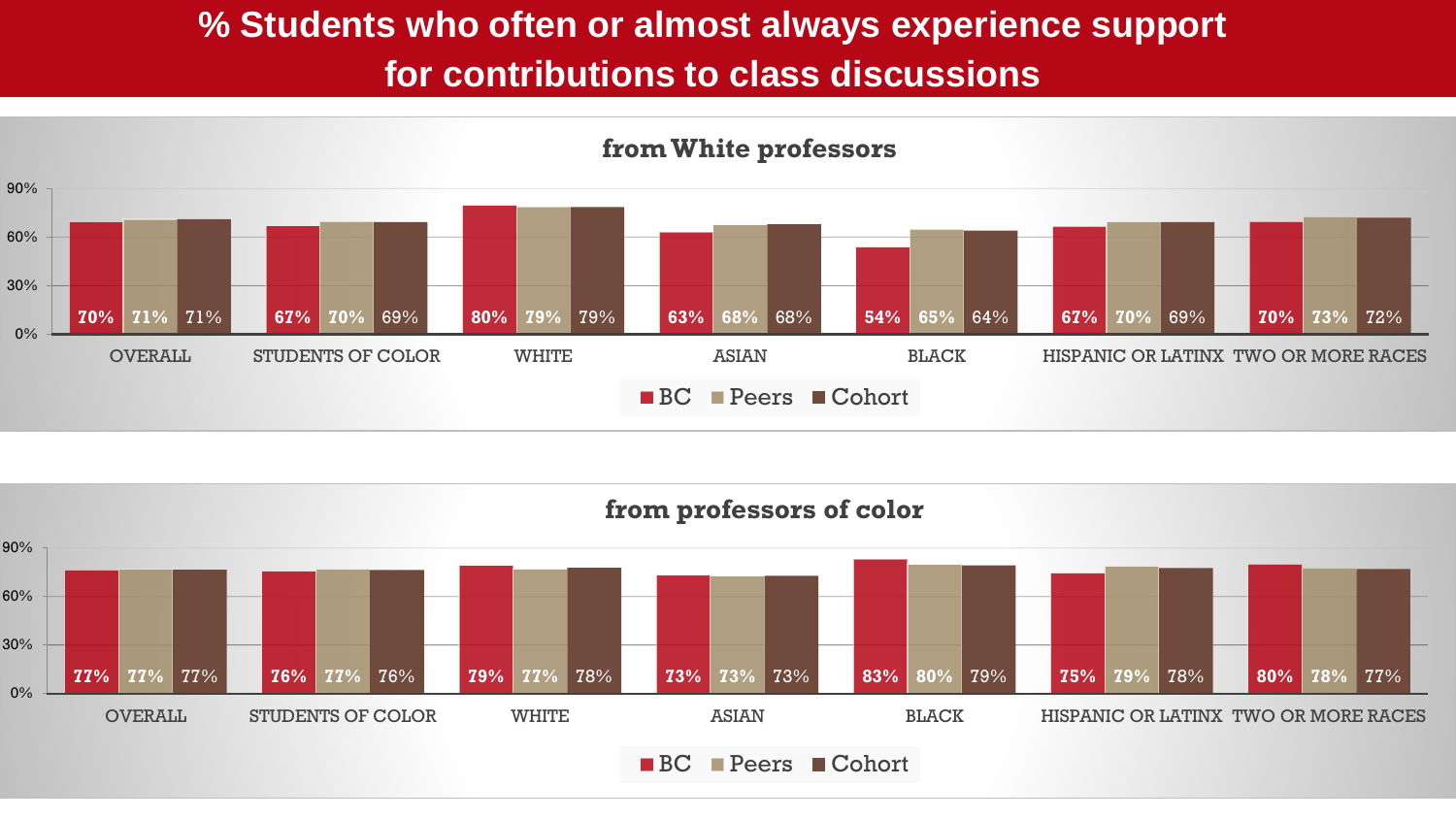# % Students who often or almost always experience support for contributions to class discussions

## from White professors

| | OVERALL | STUDENTS OF COLOR | WHITE | ASIAN | BLACK | HISPANIC OR LATINX | TWO OR MORE RACES |
|---|---|---|---|---|---|---|---|
| BC | 70% | 67% | 80% | 63% | 54% | 67% | 70% |
| Peers | 71% | 70% | 79% | 68% | 65% | 70% | 73% |
| Cohort | 71% | 69% | 79% | 68% | 64% | 69% | 72% |

## from professors of color

| | OVERALL | STUDENTS OF COLOR | WHITE | ASIAN | BLACK | HISPANIC OR LATINX | TWO OR MORE RACES |
|---|---|---|---|---|---|---|---|
| BC | 77% | 76% | 79% | 73% | 83% | 75% | 80% |
| Peers | 77% | 77% | 77% | 73% | 80% | 79% | 78% |
| Cohort | 77% | 76% | 78% | 73% | 79% | 78% | 77% |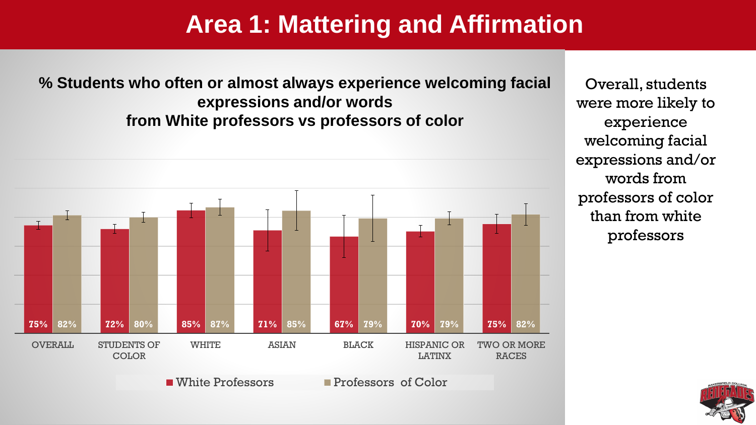# Area 1: Mattering and Affirmation

**% Students who often or almost always experience welcoming facial expressions and/or words from White professors vs professors of color**

| | White Professors | Professors of Color |
|---|---|---|
| OVERALL | 75% | 82% |
| STUDENTS OF COLOR | 72% | 80% |
| WHITE | 85% | 87% |
| ASIAN | 71% | 85% |
| BLACK | 67% | 79% |
| HISPANIC OR LATINX | 70% | 79% |
| TWO OR MORE RACES | 75% | 82% |

Overall, students were more likely to experience welcoming facial expressions and/or words from professors of color than from white professors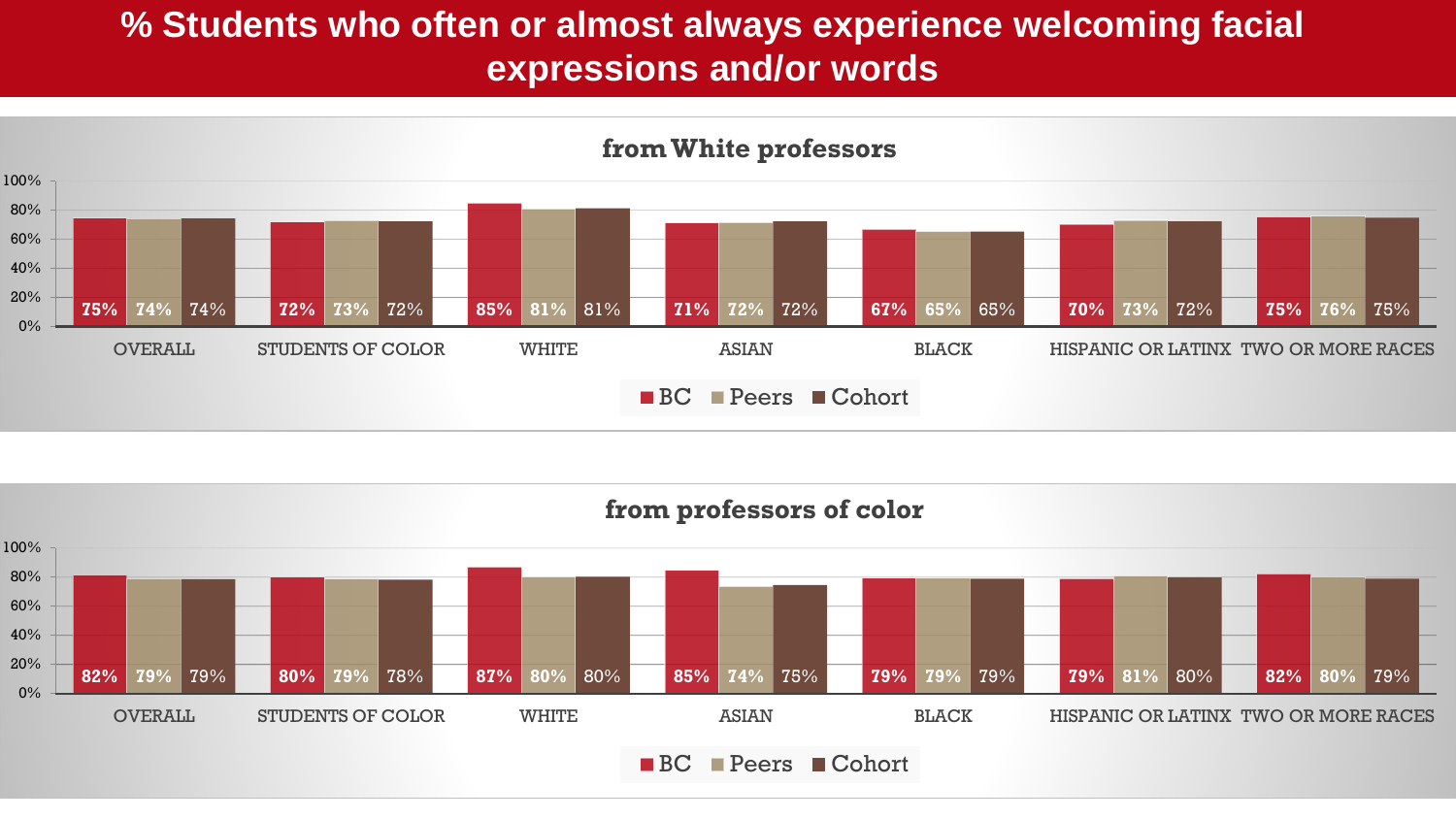# % Students who often or almost always experience welcoming facial expressions and/or words

## from White professors

| | BC | Peers | Cohort |
|---|---|---|---|
| OVERALL | 75% | 74% | 74% |
| STUDENTS OF COLOR | 72% | 73% | 72% |
| WHITE | 85% | 81% | 81% |
| ASIAN | 71% | 72% | 72% |
| BLACK | 67% | 65% | 65% |
| HISPANIC OR LATINX | 70% | 73% | 72% |
| TWO OR MORE RACES | 75% | 76% | 75% |

## from professors of color

| | BC | Peers | Cohort |
|---|---|---|---|
| OVERALL | 82% | 79% | 79% |
| STUDENTS OF COLOR | 80% | 79% | 78% |
| WHITE | 87% | 80% | 80% |
| ASIAN | 85% | 74% | 75% |
| BLACK | 79% | 79% | 79% |
| HISPANIC OR LATINX | 79% | 81% | 80% |
| TWO OR MORE RACES | 82% | 80% | 79% |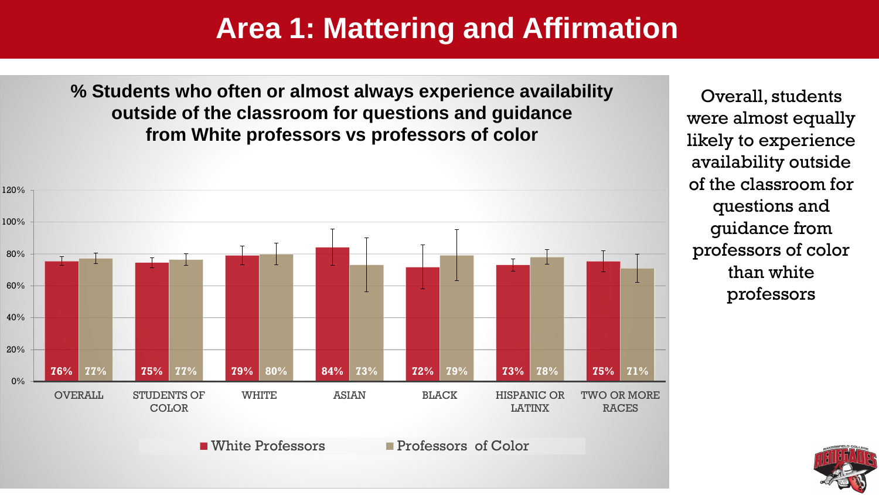# Area 1: Mattering and Affirmation

**% Students who often or almost always experience availability outside of the classroom for questions and guidance from White professors vs professors of color**

| | White Professors | Professors of Color |
|---|---|---|
| OVERALL | 76% | 77% |
| STUDENTS OF COLOR | 75% | 77% |
| WHITE | 79% | 80% |
| ASIAN | 84% | 73% |
| BLACK | 72% | 79% |
| HISPANIC OR LATINX | 73% | 78% |
| TWO OR MORE RACES | 75% | 71% |

Overall, students were almost equally likely to experience availability outside of the classroom for questions and guidance from professors of color than white professors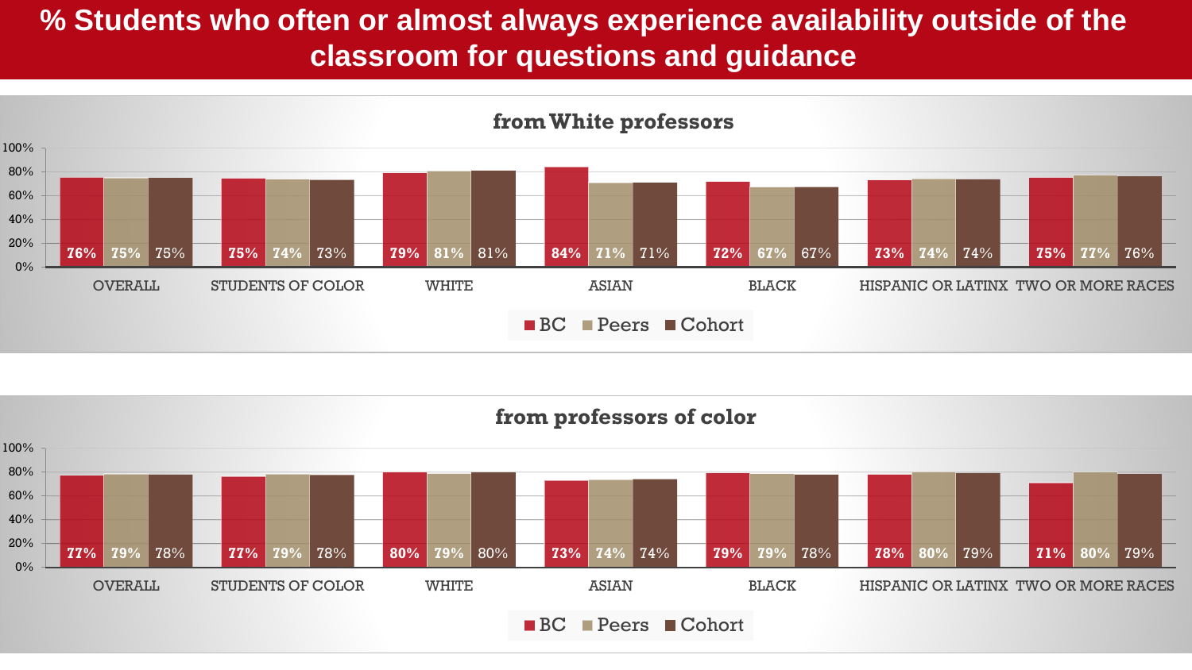# % Students who often or almost always experience availability outside of the classroom for questions and guidance

## from White professors

| | BC | Peers | Cohort |
|---|---|---|---|
| OVERALL | 76% | 75% | 75% |
| STUDENTS OF COLOR | 75% | 74% | 73% |
| WHITE | 79% | 81% | 81% |
| ASIAN | 84% | 71% | 71% |
| BLACK | 72% | 67% | 67% |
| HISPANIC OR LATINX | 73% | 74% | 74% |
| TWO OR MORE RACES | 75% | 77% | 76% |

## from professors of color

| | BC | Peers | Cohort |
|---|---|---|---|
| OVERALL | 77% | 79% | 78% |
| STUDENTS OF COLOR | 77% | 79% | 78% |
| WHITE | 80% | 79% | 80% |
| ASIAN | 73% | 74% | 74% |
| BLACK | 79% | 79% | 78% |
| HISPANIC OR LATINX | 78% | 80% | 79% |
| TWO OR MORE RACES | 71% | 80% | 79% |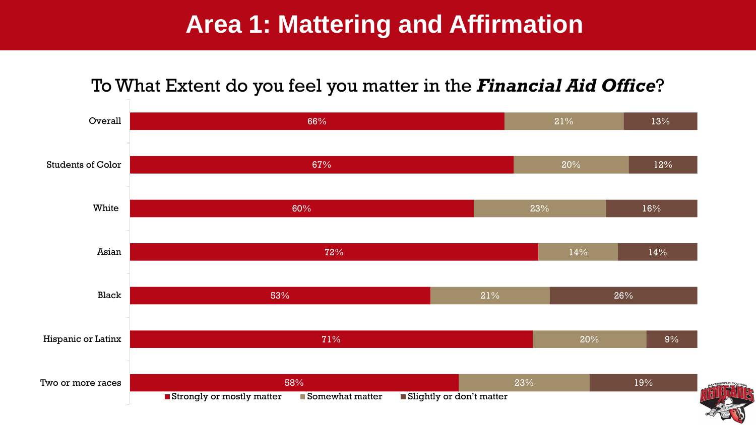# Area 1: Mattering and Affirmation

## To What Extent do you feel you matter in the ***Financial Aid Office***?

| | Strongly or mostly matter | Somewhat matter | Slightly or don't matter |
|---|---|---|---|
| Overall | 66% | 21% | 13% |
| Students of Color | 67% | 20% | 12% |
| White | 60% | 23% | 16% |
| Asian | 72% | 14% | 14% |
| Black | 53% | 21% | 26% |
| Hispanic or Latinx | 71% | 20% | 9% |
| Two or more races | 58% | 23% | 19% |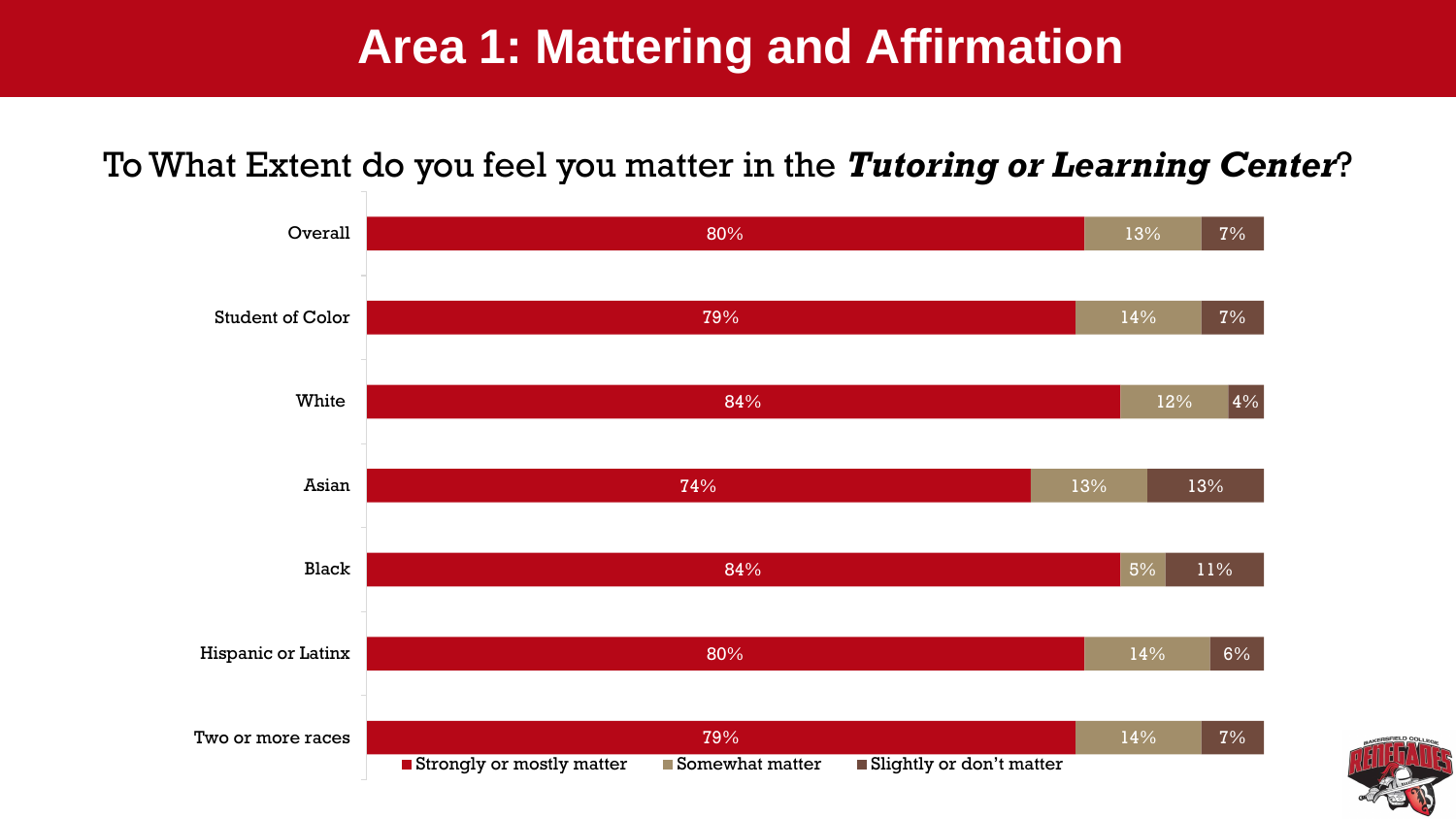# Area 1: Mattering and Affirmation

## To What Extent do you feel you matter in the ***Tutoring or Learning Center***?

| | Strongly or mostly matter | Somewhat matter | Slightly or don't matter |
|---|---|---|---|
| Overall | 80% | 13% | 7% |
| Student of Color | 79% | 14% | 7% |
| White | 84% | 12% | 4% |
| Asian | 74% | 13% | 13% |
| Black | 84% | 5% | 11% |
| Hispanic or Latinx | 80% | 14% | 6% |
| Two or more races | 79% | 14% | 7% |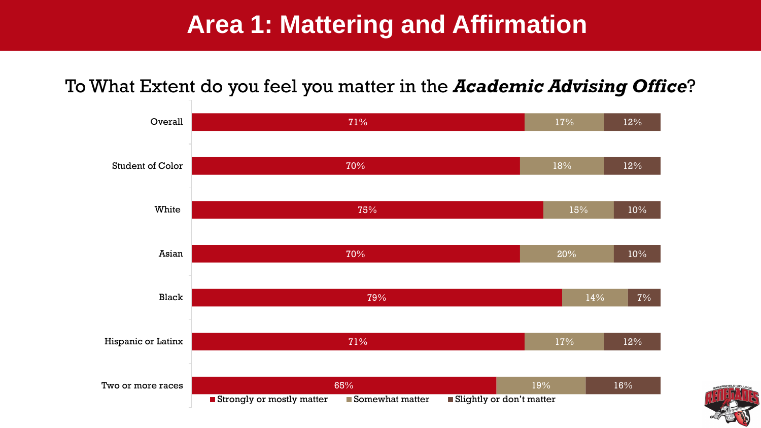# Area 1: Mattering and Affirmation

## To What Extent do you feel you matter in the *Academic Advising Office*?

| | Strongly or mostly matter | Somewhat matter | Slightly or don't matter |
|---|---|---|---|
| Overall | 71% | 17% | 12% |
| Student of Color | 70% | 18% | 12% |
| White | 75% | 15% | 10% |
| Asian | 70% | 20% | 10% |
| Black | 79% | 14% | 7% |
| Hispanic or Latinx | 71% | 17% | 12% |
| Two or more races | 65% | 19% | 16% |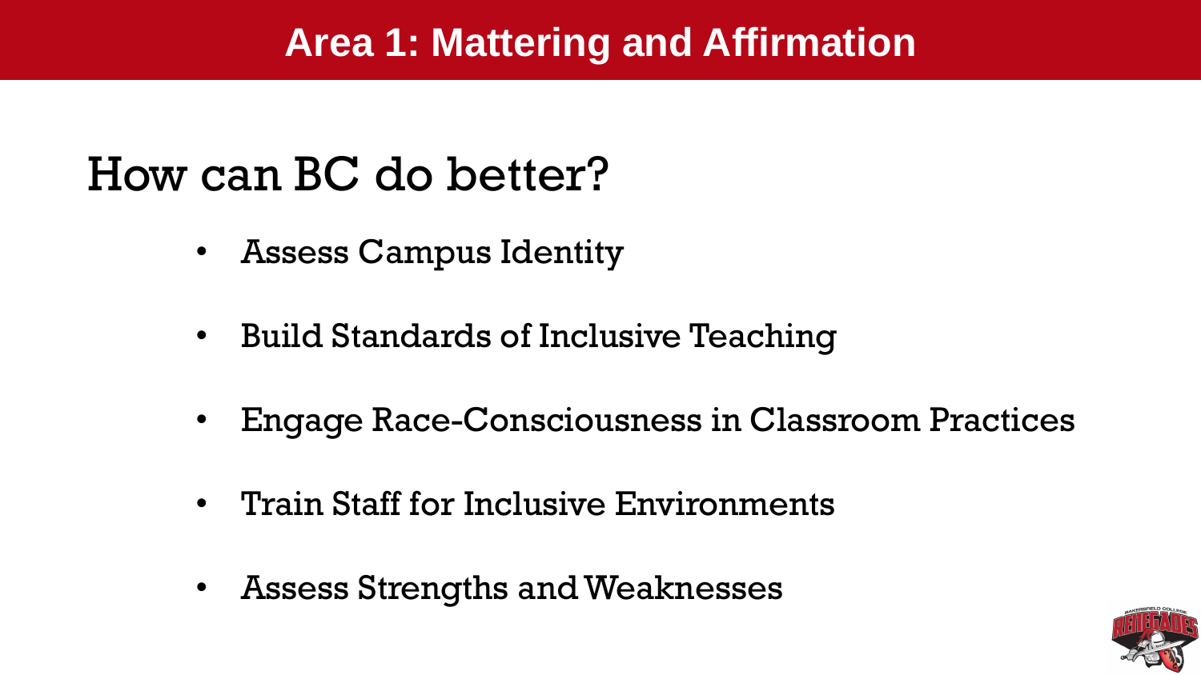# Area 1: Mattering and Affirmation

## How can BC do better?

- Assess Campus Identity
- Build Standards of Inclusive Teaching
- Engage Race-Consciousness in Classroom Practices
- Train Staff for Inclusive Environments
- Assess Strengths and Weaknesses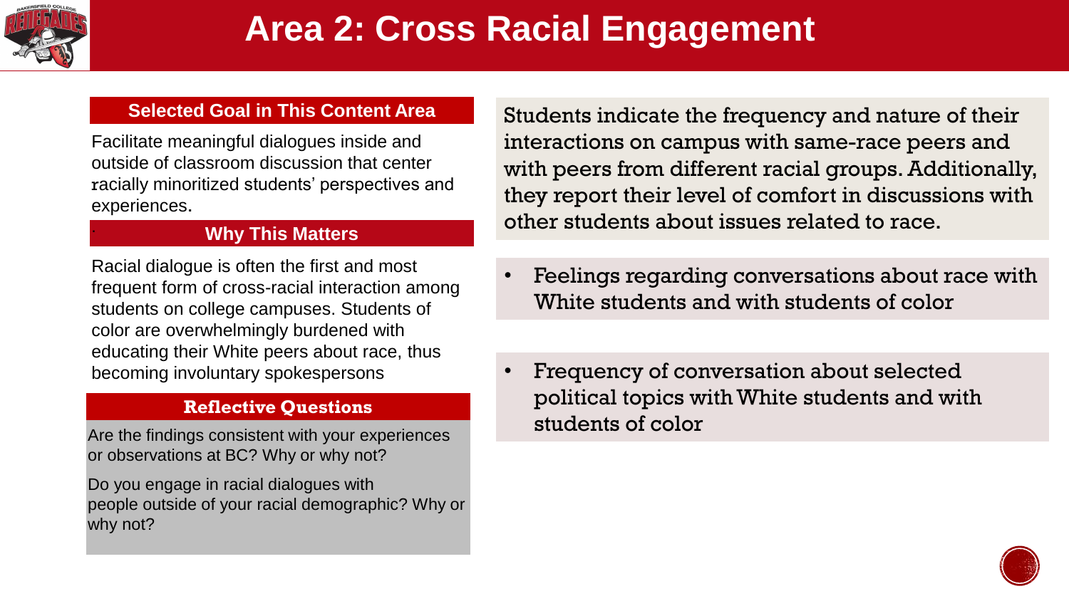# Area 2: Cross Racial Engagement

### Selected Goal in This Content Area

Facilitate meaningful dialogues inside and outside of classroom discussion that center racially minoritized students' perspectives and experiences.

### Why This Matters

Racial dialogue is often the first and most frequent form of cross-racial interaction among students on college campuses. Students of color are overwhelmingly burdened with educating their White peers about race, thus becoming involuntary spokespersons

### Reflective Questions

Are the findings consistent with your experiences or observations at BC? Why or why not?

Do you engage in racial dialogues with people outside of your racial demographic? Why or why not?

Students indicate the frequency and nature of their interactions on campus with same-race peers and with peers from different racial groups. Additionally, they report their level of comfort in discussions with other students about issues related to race.

- Feelings regarding conversations about race with White students and with students of color
- Frequency of conversation about selected political topics with White students and with students of color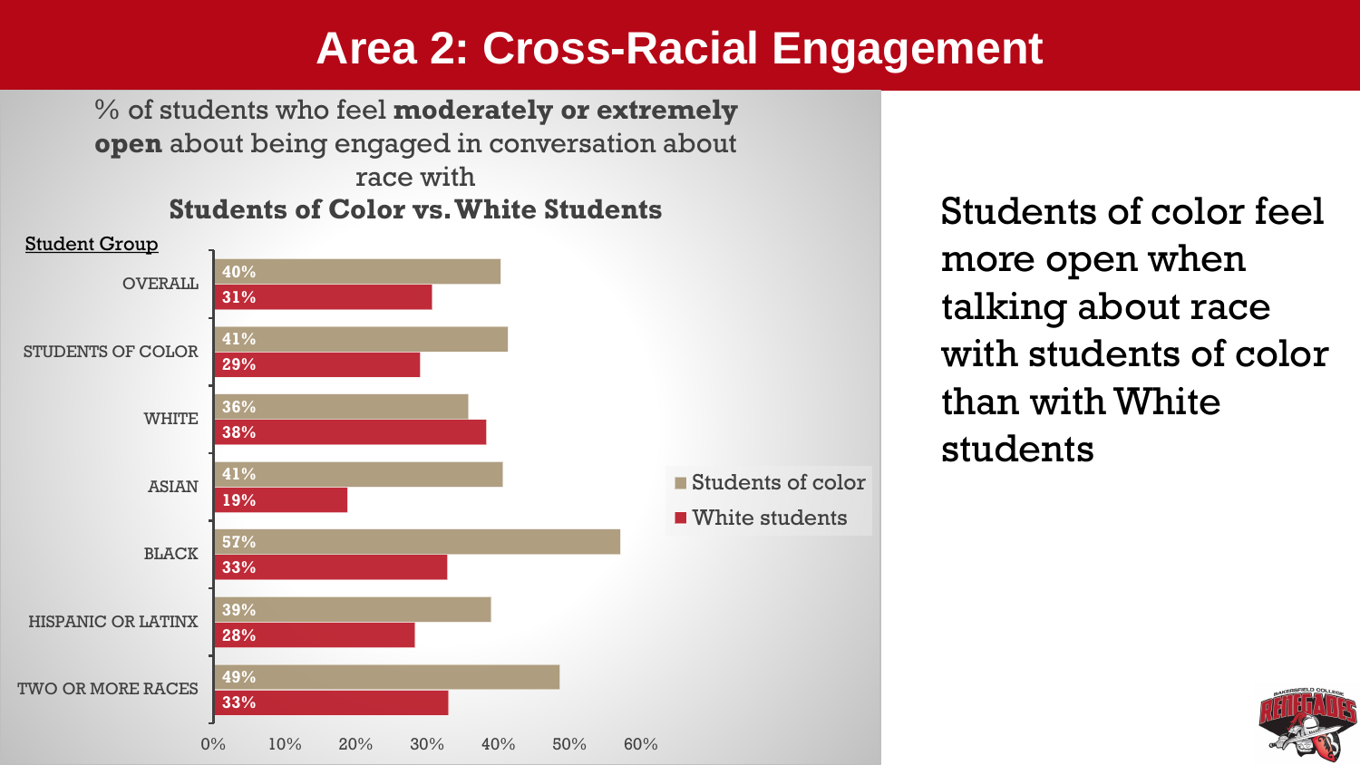# Area 2: Cross-Racial Engagement

% of students who feel **moderately or extremely open** about being engaged in conversation about race with

**Students of Color vs. White Students**

| Student Group | Students of color | White students |
|---|---|---|
| OVERALL | 40% | 31% |
| STUDENTS OF COLOR | 41% | 29% |
| WHITE | 36% | 38% |
| ASIAN | 41% | 19% |
| BLACK | 57% | 33% |
| HISPANIC OR LATINX | 39% | 28% |
| TWO OR MORE RACES | 49% | 33% |

Students of color feel more open when talking about race with students of color than with White students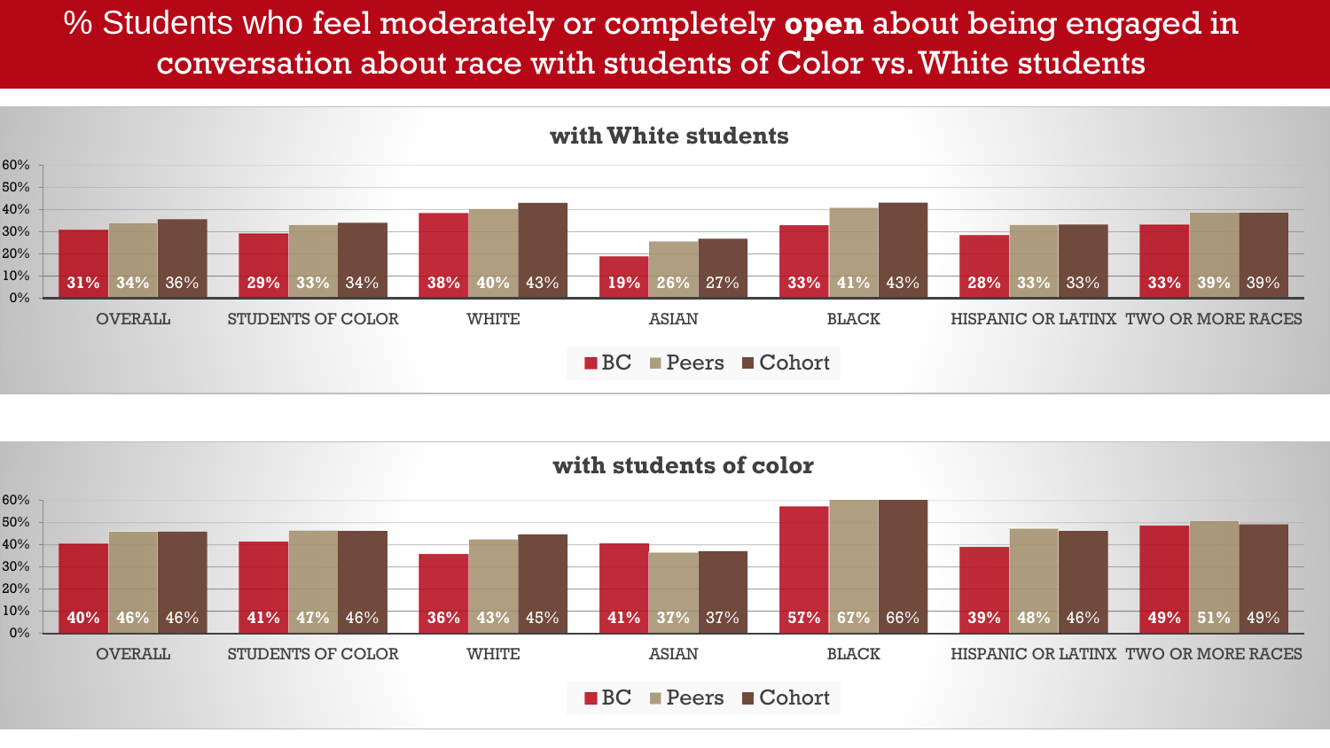# % Students who feel moderately or completely **open** about being engaged in conversation about race with students of Color vs. White students

## with White students

| | BC | Peers | Cohort |
|---|---|---|---|
| OVERALL | 31% | 34% | 36% |
| STUDENTS OF COLOR | 29% | 33% | 34% |
| WHITE | 38% | 40% | 43% |
| ASIAN | 19% | 26% | 27% |
| BLACK | 33% | 41% | 43% |
| HISPANIC OR LATINX | 28% | 33% | 33% |
| TWO OR MORE RACES | 33% | 39% | 39% |

## with students of color

| | BC | Peers | Cohort |
|---|---|---|---|
| OVERALL | 40% | 46% | 46% |
| STUDENTS OF COLOR | 41% | 47% | 46% |
| WHITE | 36% | 43% | 45% |
| ASIAN | 41% | 37% | 37% |
| BLACK | 57% | 67% | 66% |
| HISPANIC OR LATINX | 39% | 48% | 46% |
| TWO OR MORE RACES | 49% | 51% | 49% |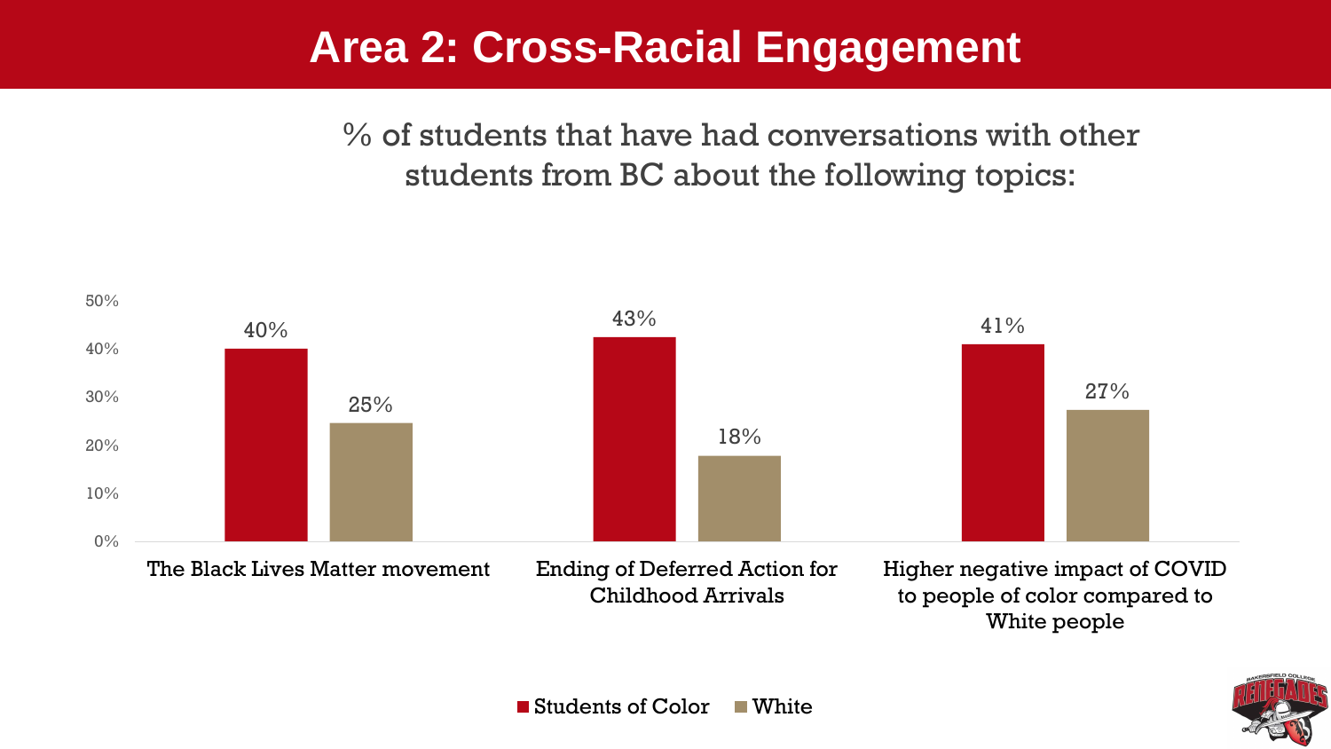# Area 2: Cross-Racial Engagement

% of students that have had conversations with other students from BC about the following topics:

| Topic | Students of Color | White |
| --- | --- | --- |
| The Black Lives Matter movement | 40% | 25% |
| Ending of Deferred Action for Childhood Arrivals | 43% | 18% |
| Higher negative impact of COVID to people of color compared to White people | 41% | 27% |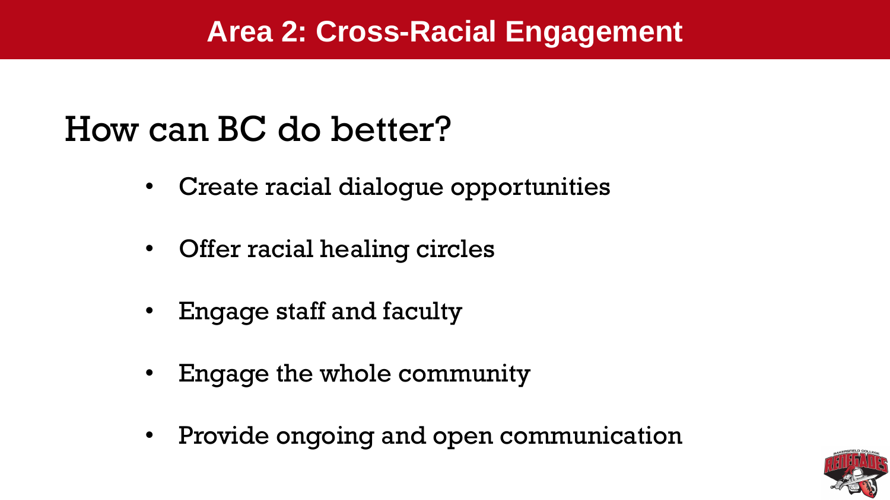# Area 2: Cross-Racial Engagement

## How can BC do better?

- Create racial dialogue opportunities
- Offer racial healing circles
- Engage staff and faculty
- Engage the whole community
- Provide ongoing and open communication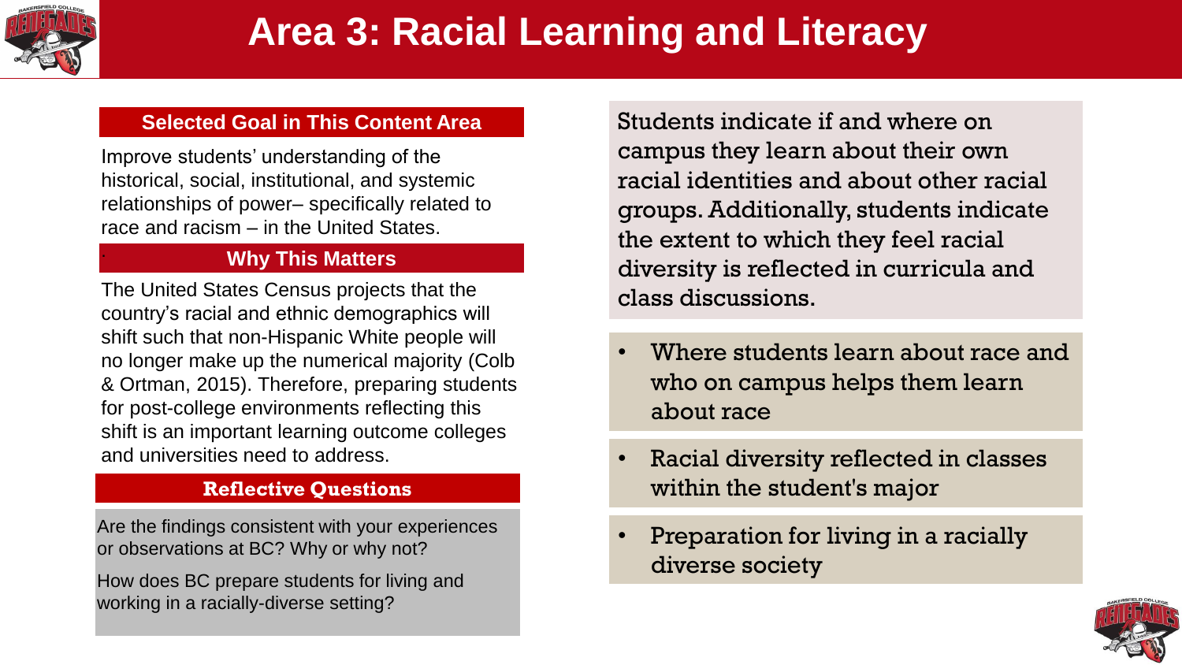# Area 3: Racial Learning and Literacy

### Selected Goal in This Content Area

Improve students' understanding of the historical, social, institutional, and systemic relationships of power– specifically related to race and racism – in the United States.

### Why This Matters

The United States Census projects that the country's racial and ethnic demographics will shift such that non-Hispanic White people will no longer make up the numerical majority (Colb & Ortman, 2015). Therefore, preparing students for post-college environments reflecting this shift is an important learning outcome colleges and universities need to address.

### Reflective Questions

Are the findings consistent with your experiences or observations at BC? Why or why not?

How does BC prepare students for living and working in a racially-diverse setting?

Students indicate if and where on campus they learn about their own racial identities and about other racial groups. Additionally, students indicate the extent to which they feel racial diversity is reflected in curricula and class discussions.

- Where students learn about race and who on campus helps them learn about race
- Racial diversity reflected in classes within the student's major
- Preparation for living in a racially diverse society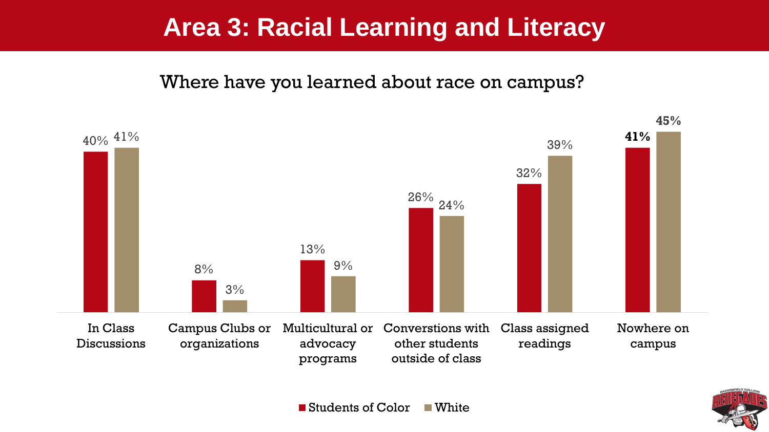# Area 3: Racial Learning and Literacy

Where have you learned about race on campus?

| | Students of Color | White |
|---|---|---|
| In Class Discussions | 40% | 41% |
| Campus Clubs or organizations | 8% | 3% |
| Multicultural or advocacy programs | 13% | 9% |
| Converstions with other students outside of class | 26% | 24% |
| Class assigned readings | 32% | 39% |
| Nowhere on campus | **41%** | 45% |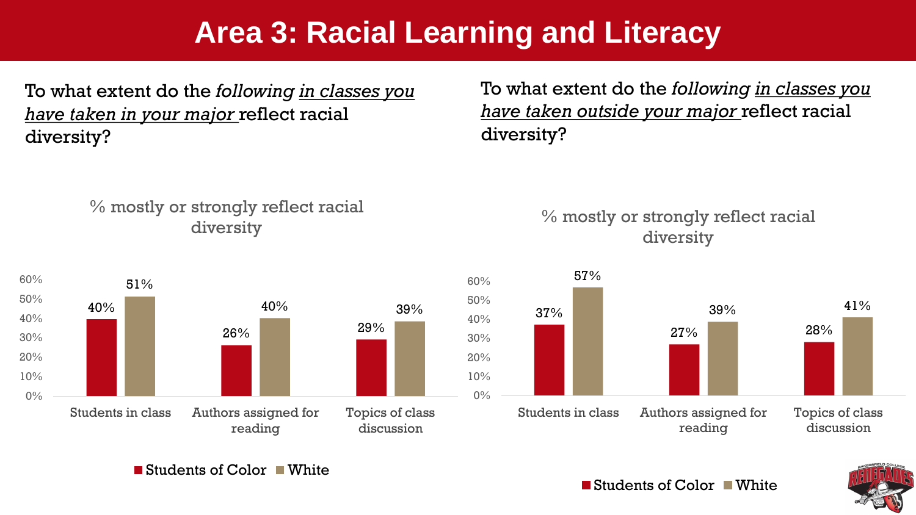# Area 3: Racial Learning and Literacy

To what extent do the *following* *in classes you have taken in your major* reflect racial diversity?

% mostly or strongly reflect racial diversity

| | Students of Color | White |
|---|---|---|
| Students in class | 40% | 51% |
| Authors assigned for reading | 26% | 40% |
| Topics of class discussion | 29% | 39% |

To what extent do the *following* *in classes you have taken outside your major* reflect racial diversity?

% mostly or strongly reflect racial diversity

| | Students of Color | White |
|---|---|---|
| Students in class | 37% | 57% |
| Authors assigned for reading | 27% | 39% |
| Topics of class discussion | 28% | 41% |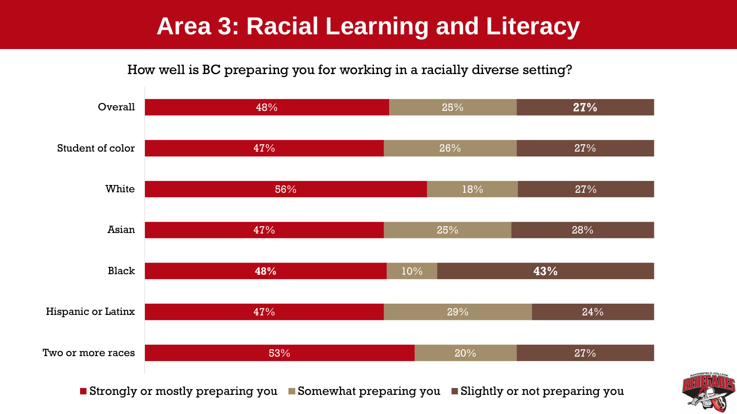# Area 3: Racial Learning and Literacy

How well is BC preparing you for working in a racially diverse setting?

| | Strongly or mostly preparing you | Somewhat preparing you | Slightly or not preparing you |
|---|---|---|---|
| Overall | 48% | 25% | **27%** |
| Student of color | 47% | 26% | 27% |
| White | 56% | 18% | 27% |
| Asian | 47% | 25% | 28% |
| Black | **48%** | 10% | **43%** |
| Hispanic or Latinx | 47% | 29% | 24% |
| Two or more races | 53% | 20% | 27% |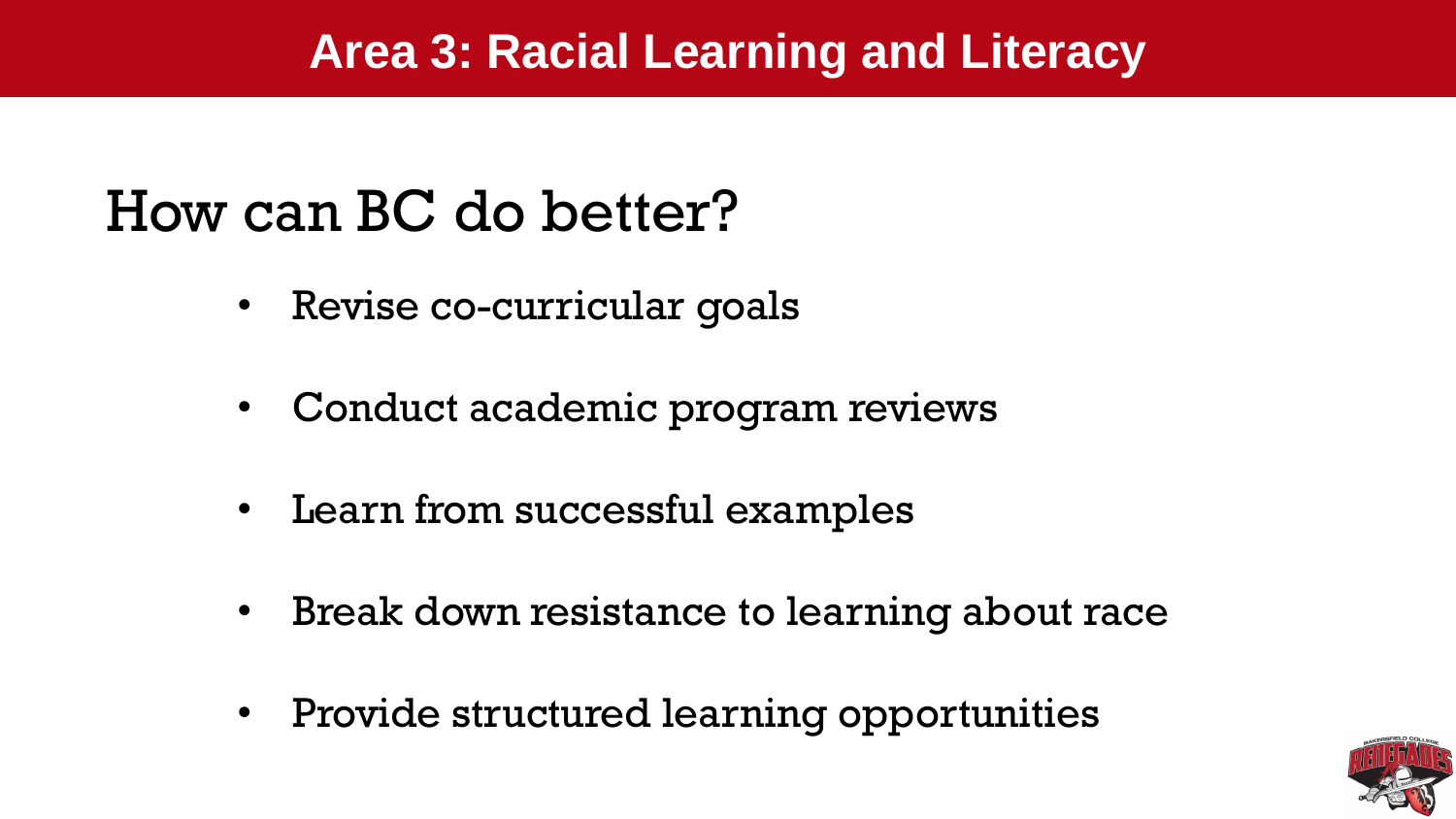# Area 3: Racial Learning and Literacy

## How can BC do better?

- Revise co-curricular goals
- Conduct academic program reviews
- Learn from successful examples
- Break down resistance to learning about race
- Provide structured learning opportunities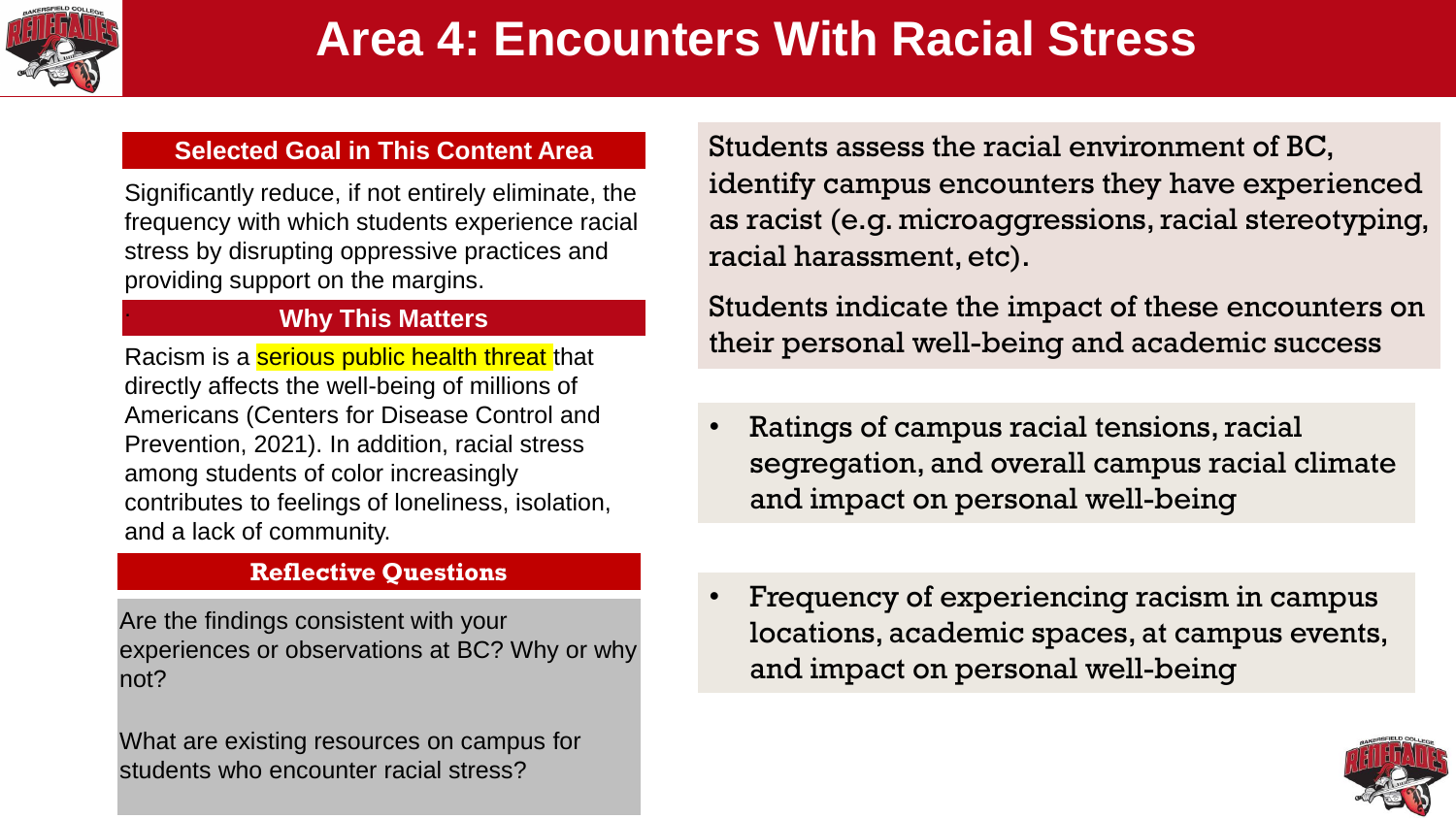# Area 4: Encounters With Racial Stress

### Selected Goal in This Content Area

Significantly reduce, if not entirely eliminate, the frequency with which students experience racial stress by disrupting oppressive practices and providing support on the margins.

### Why This Matters

Racism is a serious public health threat that directly affects the well-being of millions of Americans (Centers for Disease Control and Prevention, 2021). In addition, racial stress among students of color increasingly contributes to feelings of loneliness, isolation, and a lack of community.

### Reflective Questions

Are the findings consistent with your experiences or observations at BC? Why or why not?

What are existing resources on campus for students who encounter racial stress?

Students assess the racial environment of BC, identify campus encounters they have experienced as racist (e.g. microaggressions, racial stereotyping, racial harassment, etc).

Students indicate the impact of these encounters on their personal well-being and academic success

- Ratings of campus racial tensions, racial segregation, and overall campus racial climate and impact on personal well-being

- Frequency of experiencing racism in campus locations, academic spaces, at campus events, and impact on personal well-being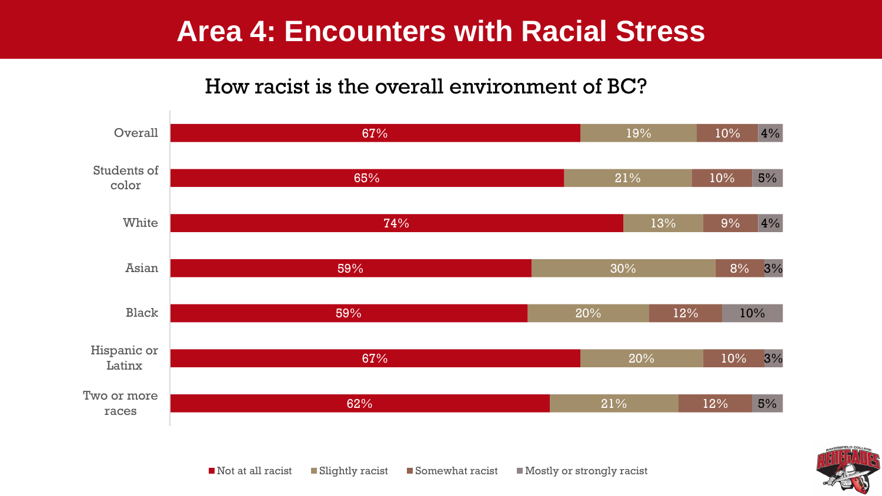# Area 4: Encounters with Racial Stress

## How racist is the overall environment of BC?

| Group | Not at all racist | Slightly racist | Somewhat racist | Mostly or strongly racist |
| --- | --- | --- | --- | --- |
| Overall | 67% | 19% | 10% | 4% |
| Students of color | 65% | 21% | 10% | 5% |
| White | 74% | 13% | 9% | 4% |
| Asian | 59% | 30% | 8% | 3% |
| Black | 59% | 20% | 12% | 10% |
| Hispanic or Latinx | 67% | 20% | 10% | 3% |
| Two or more races | 62% | 21% | 12% | 5% |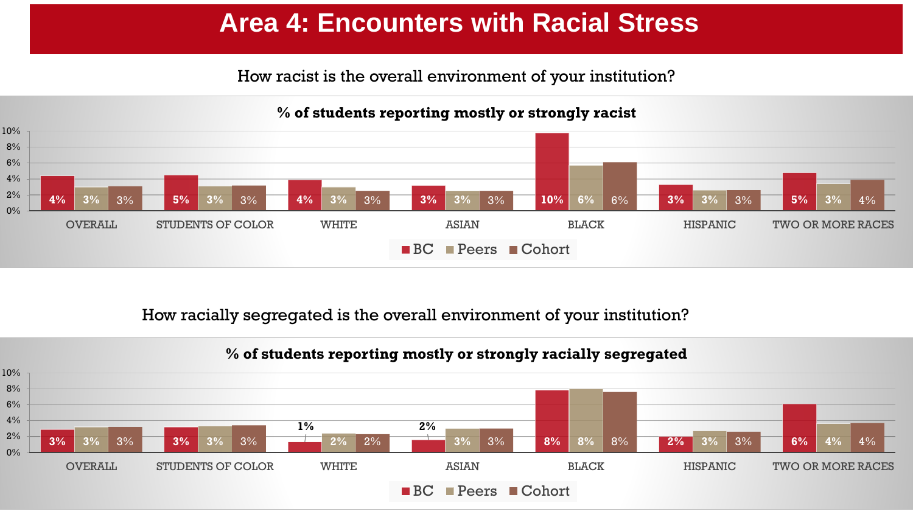# Area 4: Encounters with Racial Stress

How racist is the overall environment of your institution?

**% of students reporting mostly or strongly racist**

| | BC | Peers | Cohort |
|---|---|---|---|
| OVERALL | 4% | 3% | 3% |
| STUDENTS OF COLOR | 5% | 3% | 3% |
| WHITE | 4% | 3% | 3% |
| ASIAN | 3% | 3% | 3% |
| BLACK | 10% | 6% | 6% |
| HISPANIC | 3% | 3% | 3% |
| TWO OR MORE RACES | 5% | 3% | 4% |

How racially segregated is the overall environment of your institution?

**% of students reporting mostly or strongly racially segregated**

| | BC | Peers | Cohort |
|---|---|---|---|
| OVERALL | 3% | 3% | 3% |
| STUDENTS OF COLOR | 3% | 3% | 3% |
| WHITE | 1% | 2% | 2% |
| ASIAN | 2% | 3% | 3% |
| BLACK | 8% | 8% | 8% |
| HISPANIC | 2% | 3% | 3% |
| TWO OR MORE RACES | 6% | 4% | 4% |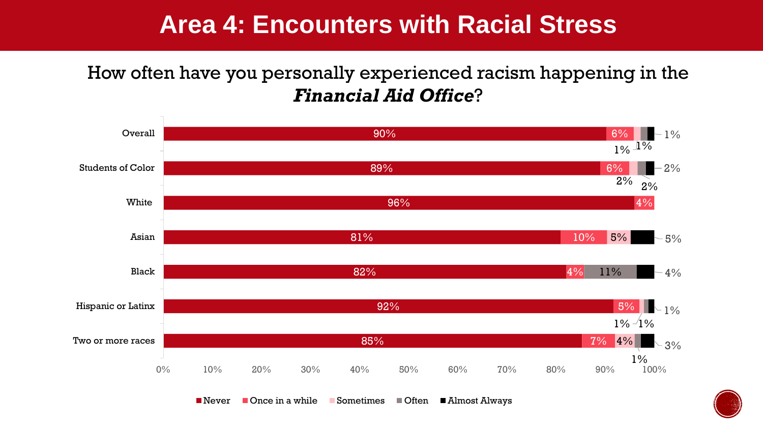# Area 4: Encounters with Racial Stress

How often have you personally experienced racism happening in the ***Financial Aid Office***?

| | Never | Once in a while | Sometimes | Often | Almost Always |
|---|---|---|---|---|---|
| Overall | 90% | 6% | 1% | 1% | 1% |
| Students of Color | 89% | 6% | 2% | 2% | 2% |
| White | 96% | 4% | | | |
| Asian | 81% | 10% | 5% | | 5% |
| Black | 82% | 4% | | 11% | 4% |
| Hispanic or Latinx | 92% | 5% | 1% | 1% | 1% |
| Two or more races | 85% | 7% | 4% | 1% | 3% |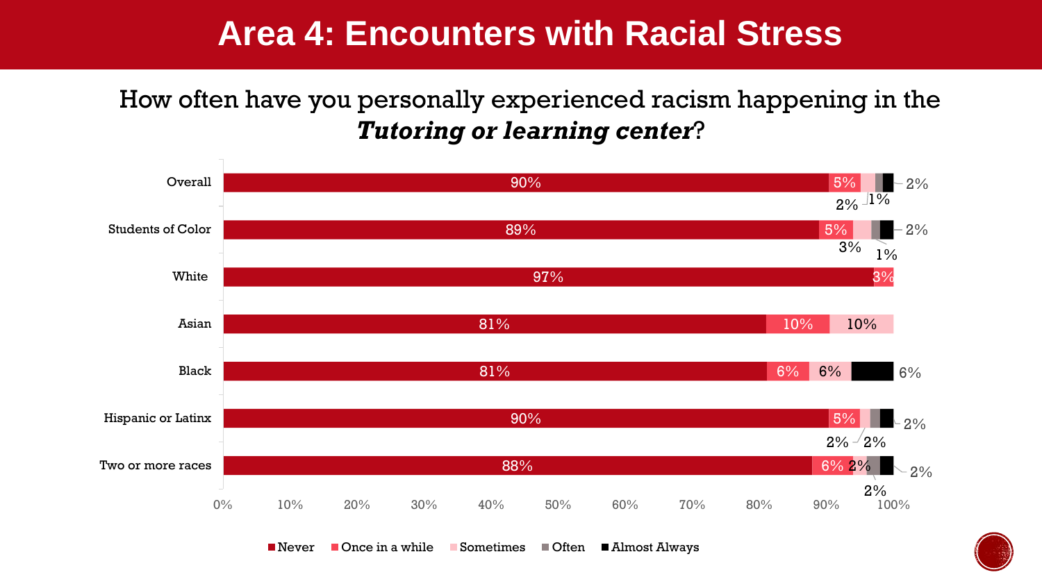# Area 4: Encounters with Racial Stress

How often have you personally experienced racism happening in the ***Tutoring or learning center***?

| | Never | Once in a while | Sometimes | Often | Almost Always |
|---|---|---|---|---|---|
| Overall | 90% | 5% | 2% | 1% | 2% |
| Students of Color | 89% | 5% | 3% | 1% | 2% |
| White | 97% | 3% | | | |
| Asian | 81% | 10% | 10% | | |
| Black | 81% | 6% | 6% | | 6% |
| Hispanic or Latinx | 90% | 5% | 2% | 2% | 2% |
| Two or more races | 88% | 6% | 2% | 2% | 2% |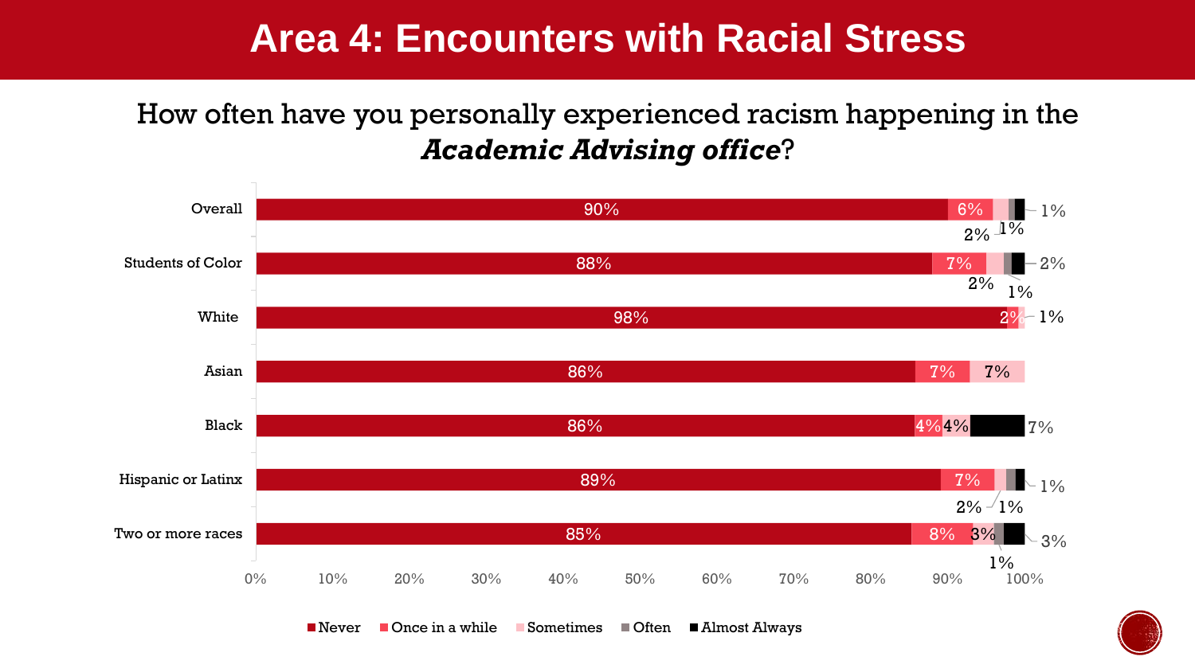# Area 4: Encounters with Racial Stress

## How often have you personally experienced racism happening in the ***Academic Advising office***?

| Group | Never | Once in a while | Sometimes | Often | Almost Always |
|---|---|---|---|---|---|
| Overall | 90% | 6% | 2% | 1% | 1% |
| Students of Color | 88% | 7% | 2% | 1% | 2% |
| White | 98% | 2% | 1% | | |
| Asian | 86% | 7% | 7% | | |
| Black | 86% | 4% | 4% | | 7% |
| Hispanic or Latinx | 89% | 7% | 2% | 1% | 1% |
| Two or more races | 85% | 8% | 3% | 1% | 3% |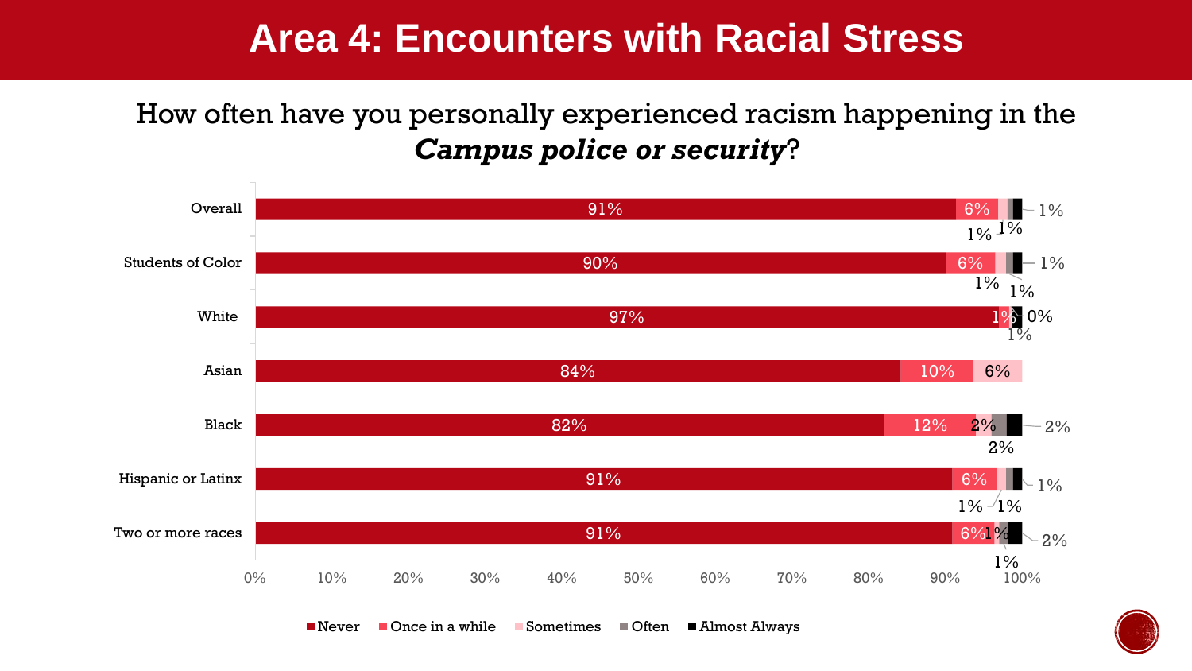# Area 4: Encounters with Racial Stress

How often have you personally experienced racism happening in the ***Campus police or security***?

| Group | Never | Once in a while | Sometimes | Often | Almost Always |
|---|---|---|---|---|---|
| Overall | 91% | 6% | 1% | 1% | 1% |
| Students of Color | 90% | 6% | 1% | 1% | 1% |
| White | 97% | 1% | 1% | 0% | 1% |
| Asian | 84% | 10% | 6% | | |
| Black | 82% | 12% | 2% | 2% | 2% |
| Hispanic or Latinx | 91% | 6% | 1% | 1% | 1% |
| Two or more races | 91% | 6% | 1% | 1% | 2% |

■ Never ■ Once in a while ■ Sometimes ■ Often ■ Almost Always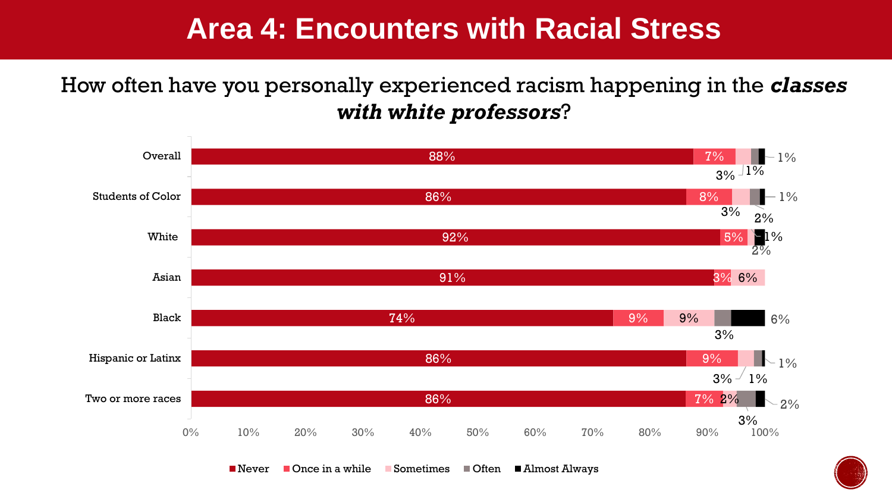# Area 4: Encounters with Racial Stress

How often have you personally experienced racism happening in the ***classes with white professors***?

| Group | Never | Once in a while | Sometimes | Often | Almost Always |
|---|---|---|---|---|---|
| Overall | 88% | 7% | 3% | 1% | 1% |
| Students of Color | 86% | 8% | 3% | 2% | 1% |
| White | 92% | 5% | | 2% | 1% |
| Asian | 91% | 3% | 6% | | |
| Black | 74% | 9% | 9% | 3% | 6% |
| Hispanic or Latinx | 86% | 9% | 3% | 1% | 1% |
| Two or more races | 86% | 7% | 2% | 3% | 2% |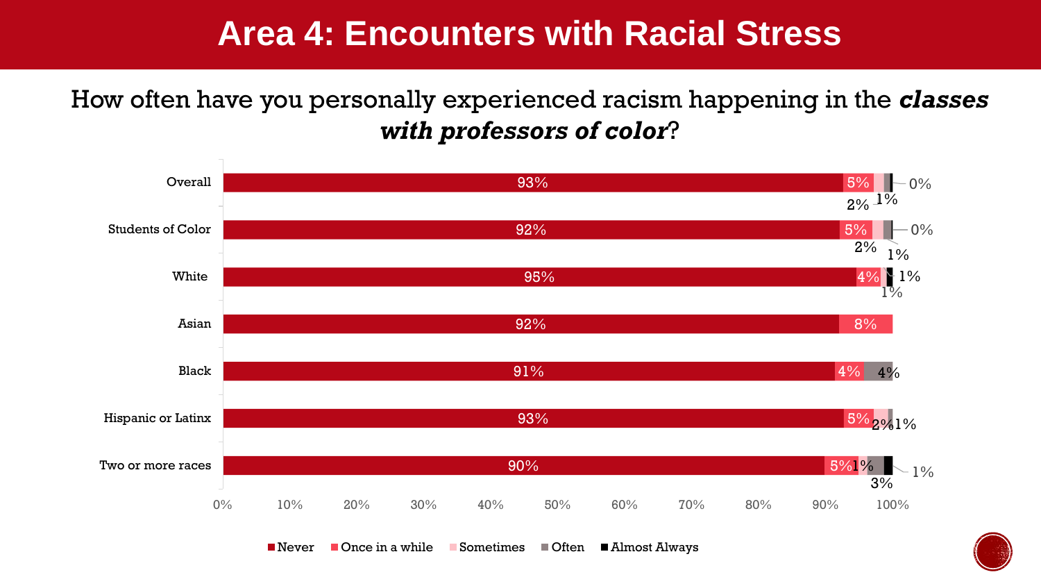# Area 4: Encounters with Racial Stress

## How often have you personally experienced racism happening in the ***classes with professors of color***?

| | Never | Once in a while | Sometimes | Often | Almost Always |
|---|---|---|---|---|---|
| Overall | 93% | 5% | 2% | 1% | 0% |
| Students of Color | 92% | 5% | 2% | 1% | 0% |
| White | 95% | 4% | | 1% | 1% |
| Asian | 92% | 8% | | | |
| Black | 91% | 4% | | 4% | |
| Hispanic or Latinx | 93% | 5% | 2% | 1% | |
| Two or more races | 90% | 5% | 1% | 3% | 1% |

■ Never ■ Once in a while ■ Sometimes ■ Often ■ Almost Always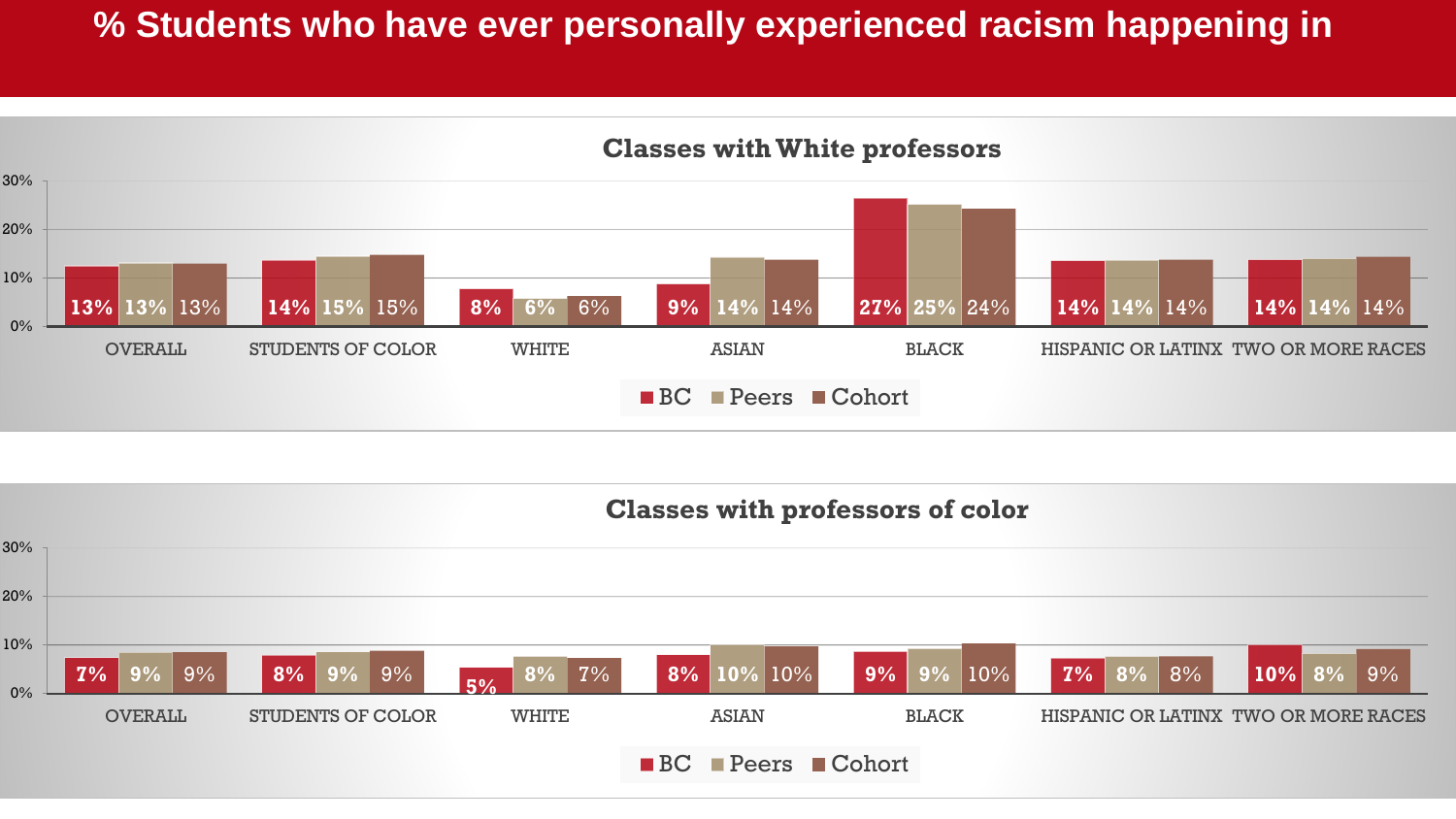# % Students who have ever personally experienced racism happening in

## Classes with White professors

| | BC | Peers | Cohort |
|---|---|---|---|
| OVERALL | 13% | 13% | 13% |
| STUDENTS OF COLOR | 14% | 15% | 15% |
| WHITE | 8% | 6% | 6% |
| ASIAN | 9% | 14% | 14% |
| BLACK | 27% | 25% | 24% |
| HISPANIC OR LATINX | 14% | 14% | 14% |
| TWO OR MORE RACES | 14% | 14% | 14% |

## Classes with professors of color

| | BC | Peers | Cohort |
|---|---|---|---|
| OVERALL | 7% | 9% | 9% |
| STUDENTS OF COLOR | 8% | 9% | 9% |
| WHITE | 5% | 8% | 7% |
| ASIAN | 8% | 10% | 10% |
| BLACK | 9% | 9% | 10% |
| HISPANIC OR LATINX | 7% | 8% | 8% |
| TWO OR MORE RACES | 10% | 8% | 9% |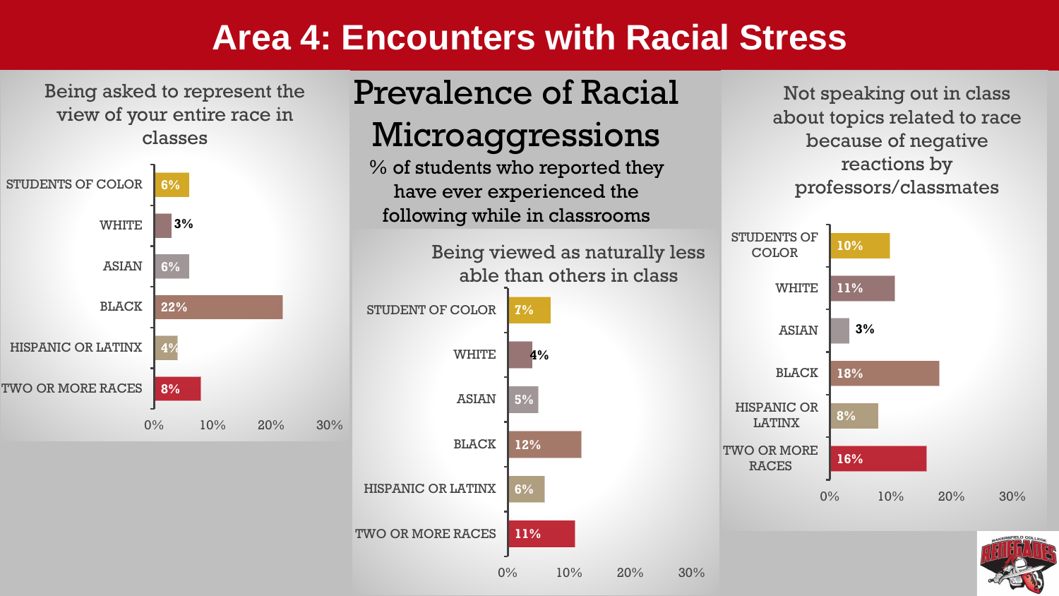# Area 4: Encounters with Racial Stress

## Prevalence of Racial Microaggressions

% of students who reported they have ever experienced the following while in classrooms

### Being asked to represent the view of your entire race in classes

| Group | % |
|---|---|
| STUDENTS OF COLOR | 6% |
| WHITE | 3% |
| ASIAN | 6% |
| BLACK | 22% |
| HISPANIC OR LATINX | 4% |
| TWO OR MORE RACES | 8% |

### Being viewed as naturally less able than others in class

| Group | % |
|---|---|
| STUDENT OF COLOR | 7% |
| WHITE | 4% |
| ASIAN | 5% |
| BLACK | 12% |
| HISPANIC OR LATINX | 6% |
| TWO OR MORE RACES | 11% |

### Not speaking out in class about topics related to race because of negative reactions by professors/classmates

| Group | % |
|---|---|
| STUDENTS OF COLOR | 10% |
| WHITE | 11% |
| ASIAN | 3% |
| BLACK | 18% |
| HISPANIC OR LATINX | 8% |
| TWO OR MORE RACES | 16% |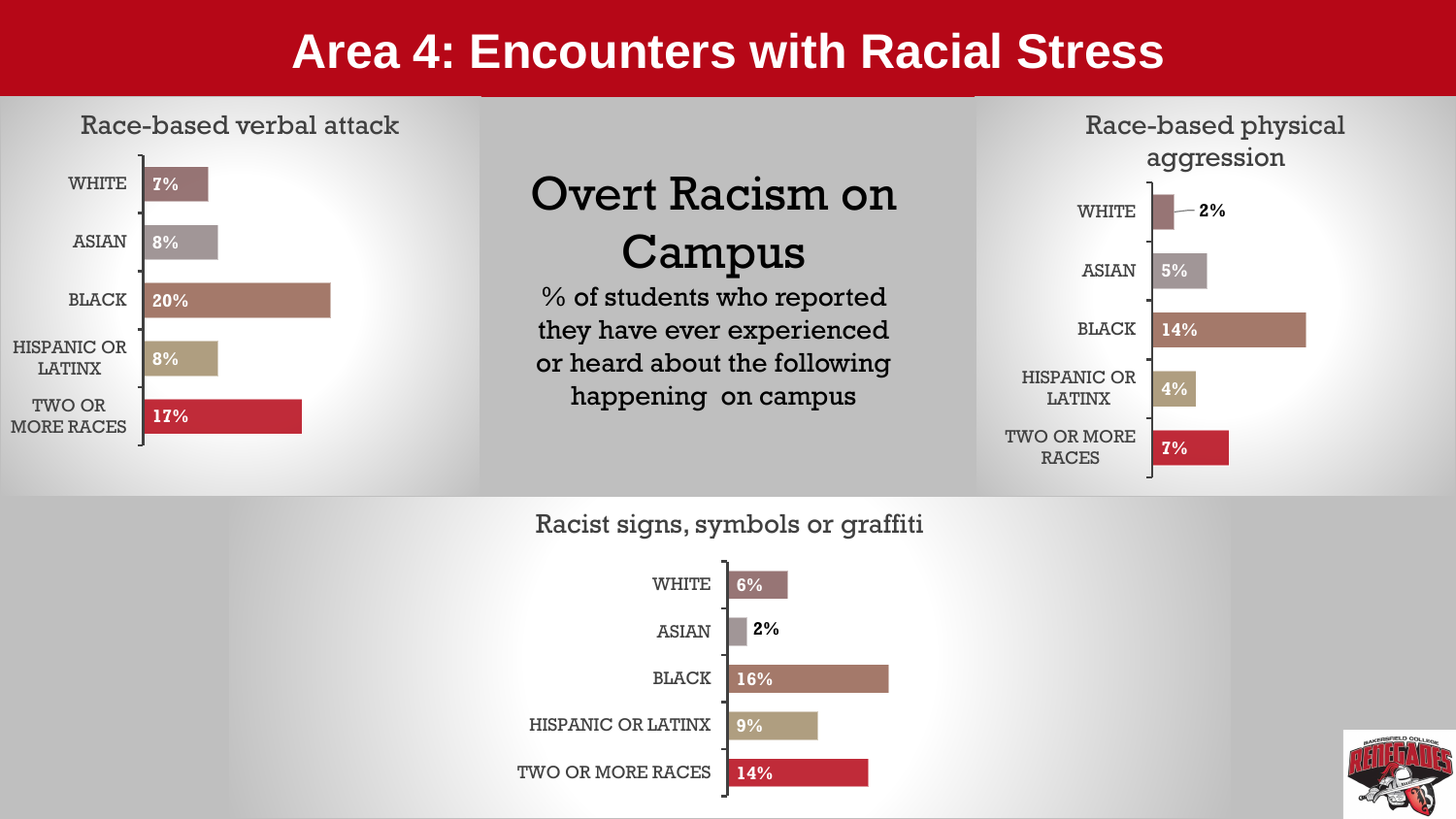# Area 4: Encounters with Racial Stress

## Overt Racism on Campus

% of students who reported they have ever experienced or heard about the following happening on campus

### Race-based verbal attack

| Race | % |
|---|---|
| WHITE | 7% |
| ASIAN | 8% |
| BLACK | 20% |
| HISPANIC OR LATINX | 8% |
| TWO OR MORE RACES | 17% |

### Race-based physical aggression

| Race | % |
|---|---|
| WHITE | 2% |
| ASIAN | 5% |
| BLACK | 14% |
| HISPANIC OR LATINX | 4% |
| TWO OR MORE RACES | 7% |

### Racist signs, symbols or graffiti

| Race | % |
|---|---|
| WHITE | 6% |
| ASIAN | 2% |
| BLACK | 16% |
| HISPANIC OR LATINX | 9% |
| TWO OR MORE RACES | 14% |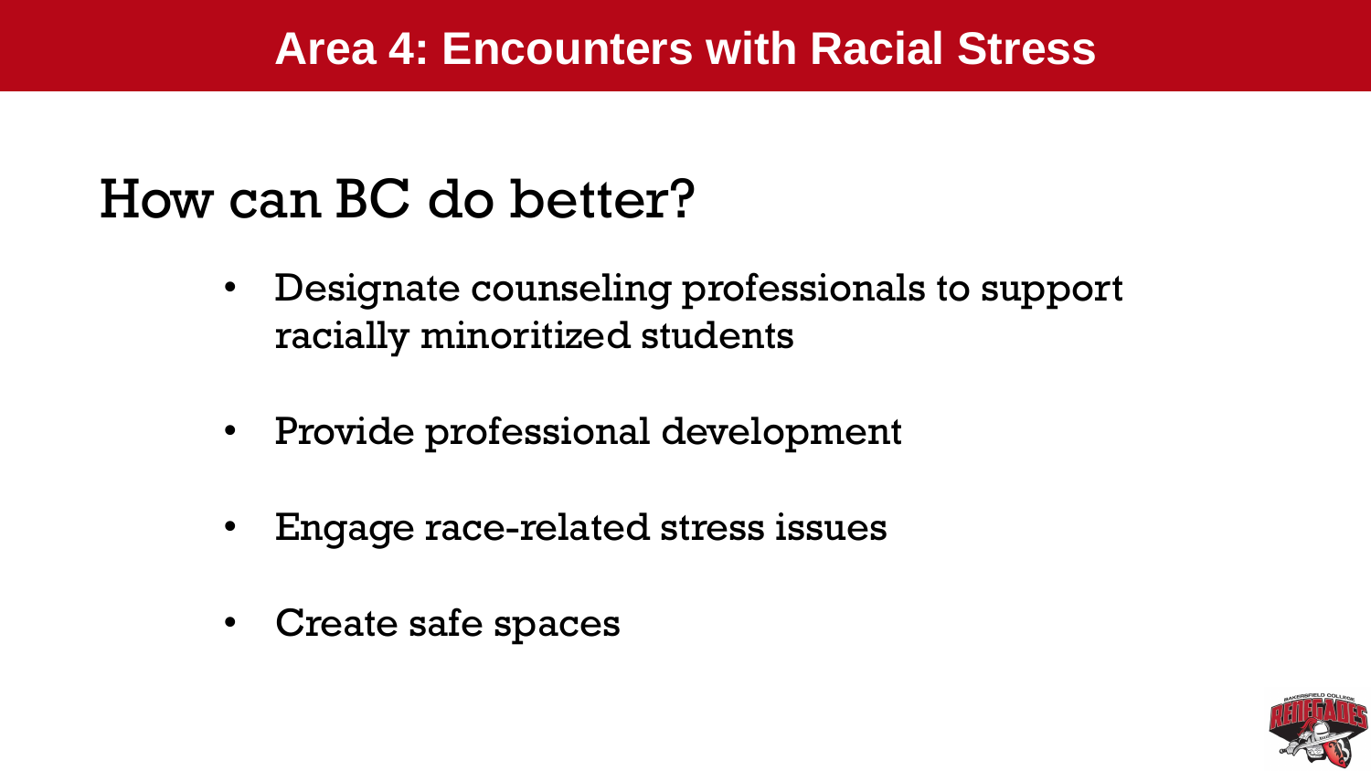# Area 4: Encounters with Racial Stress

## How can BC do better?

- Designate counseling professionals to support racially minoritized students
- Provide professional development
- Engage race-related stress issues
- Create safe spaces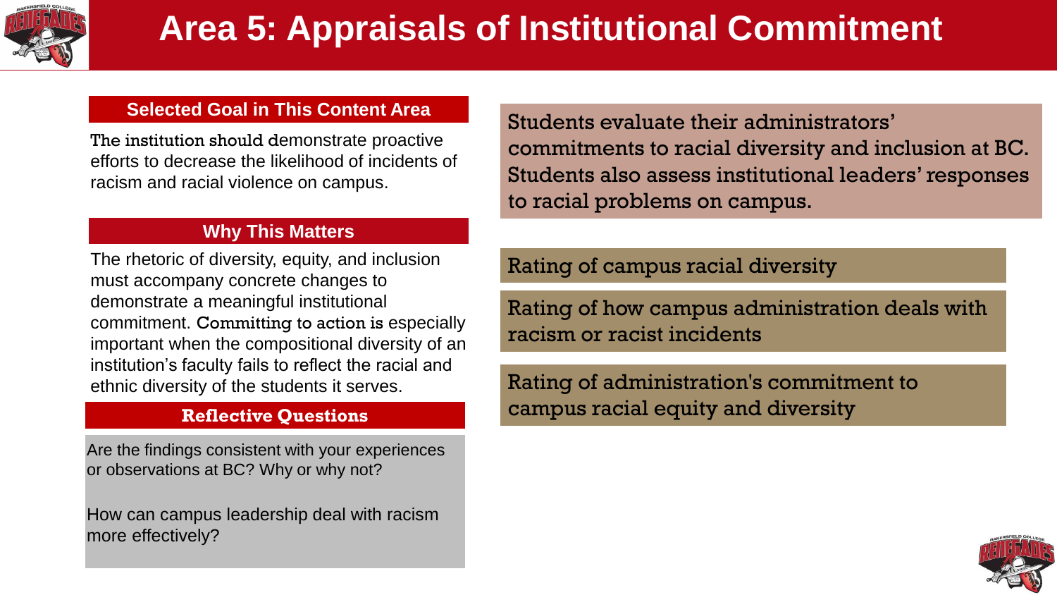# Area 5: Appraisals of Institutional Commitment

### Selected Goal in This Content Area

The institution should demonstrate proactive efforts to decrease the likelihood of incidents of racism and racial violence on campus.

### Why This Matters

The rhetoric of diversity, equity, and inclusion must accompany concrete changes to demonstrate a meaningful institutional commitment. Committing to action is especially important when the compositional diversity of an institution's faculty fails to reflect the racial and ethnic diversity of the students it serves.

### Reflective Questions

Are the findings consistent with your experiences or observations at BC? Why or why not?

How can campus leadership deal with racism more effectively?

Students evaluate their administrators' commitments to racial diversity and inclusion at BC. Students also assess institutional leaders' responses to racial problems on campus.

- Rating of campus racial diversity
- Rating of how campus administration deals with racism or racist incidents
- Rating of administration's commitment to campus racial equity and diversity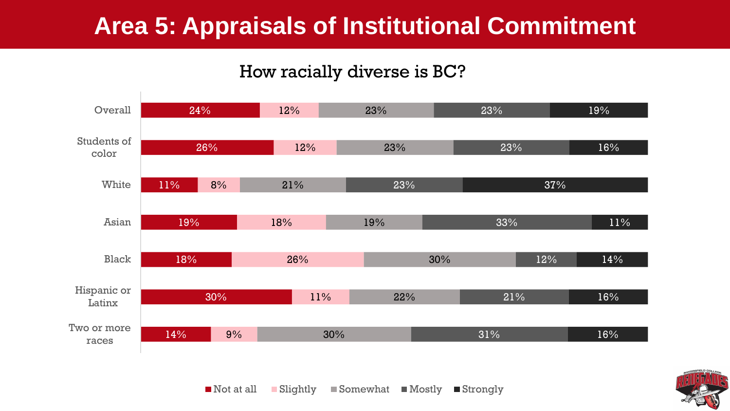# Area 5: Appraisals of Institutional Commitment

## How racially diverse is BC?

| | Not at all | Slightly | Somewhat | Mostly | Strongly |
|---|---|---|---|---|---|
| Overall | 24% | 12% | 23% | 23% | 19% |
| Students of color | 26% | 12% | 23% | 23% | 16% |
| White | 11% | 8% | 21% | 23% | 37% |
| Asian | 19% | 18% | 19% | 33% | 11% |
| Black | 18% | 26% | 30% | 12% | 14% |
| Hispanic or Latinx | 30% | 11% | 22% | 21% | 16% |
| Two or more races | 14% | 9% | 30% | 31% | 16% |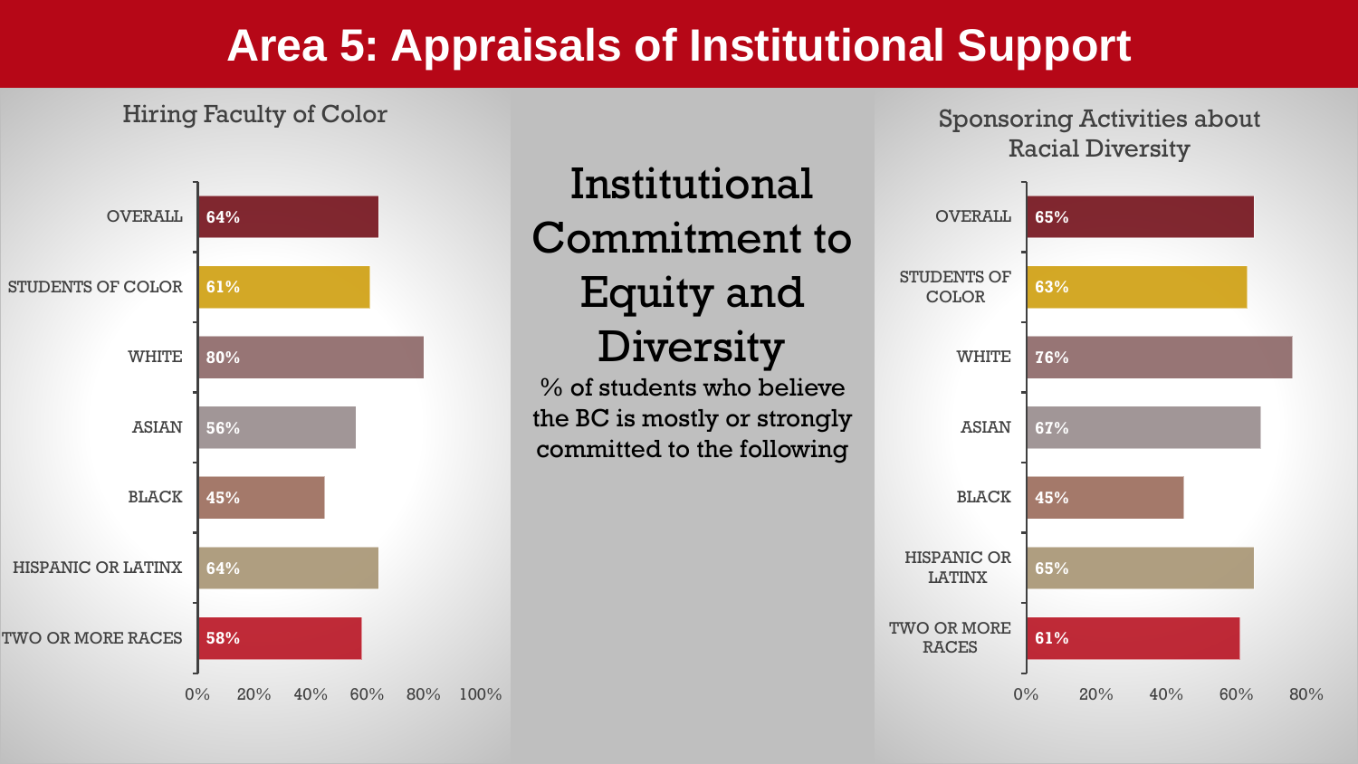# Area 5: Appraisals of Institutional Support

## Institutional Commitment to Equity and Diversity

% of students who believe the BC is mostly or strongly committed to the following

### Hiring Faculty of Color

| Group | % |
|---|---|
| OVERALL | 64% |
| STUDENTS OF COLOR | 61% |
| WHITE | 80% |
| ASIAN | 56% |
| BLACK | 45% |
| HISPANIC OR LATINX | 64% |
| TWO OR MORE RACES | 58% |

### Sponsoring Activities about Racial Diversity

| Group | % |
|---|---|
| OVERALL | 65% |
| STUDENTS OF COLOR | 63% |
| WHITE | 76% |
| ASIAN | 67% |
| BLACK | 45% |
| HISPANIC OR LATINX | 65% |
| TWO OR MORE RACES | 61% |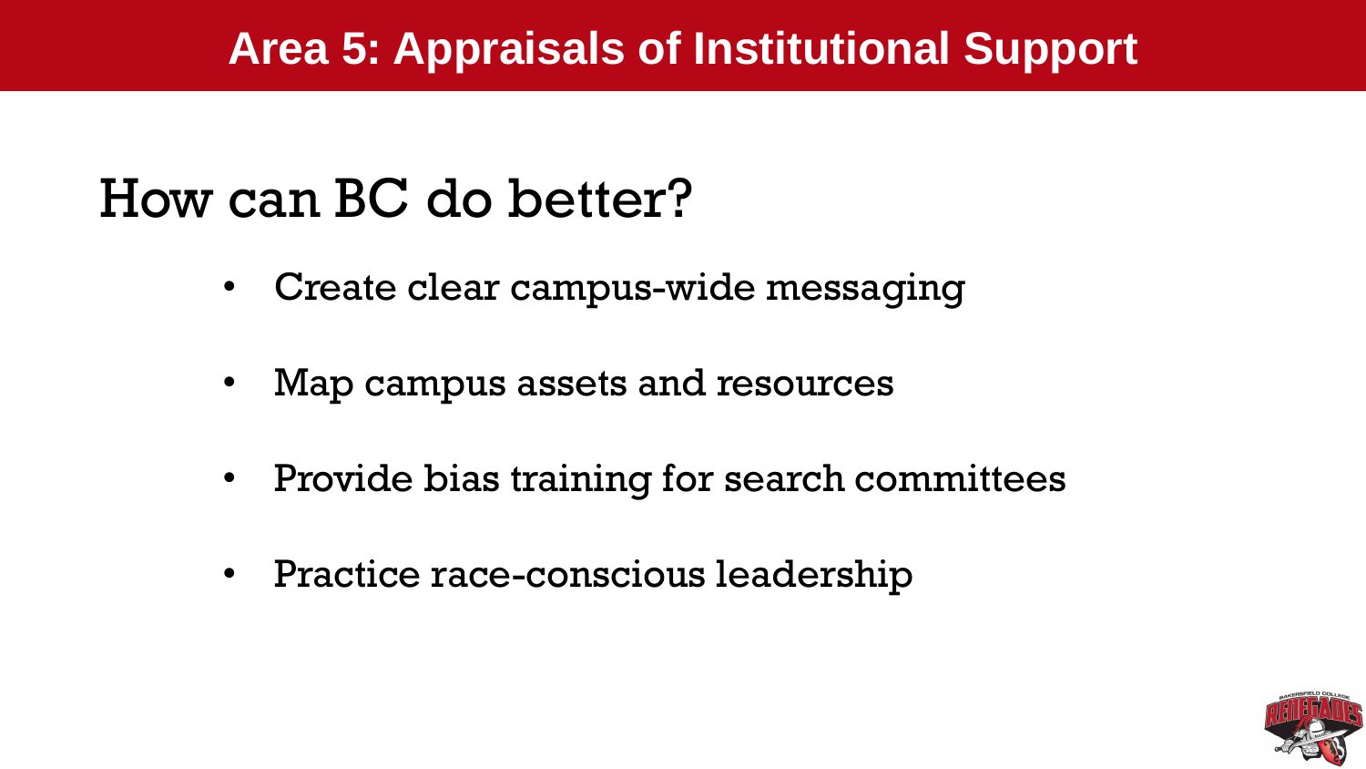# Area 5: Appraisals of Institutional Support

## How can BC do better?

- Create clear campus-wide messaging
- Map campus assets and resources
- Provide bias training for search committees
- Practice race-conscious leadership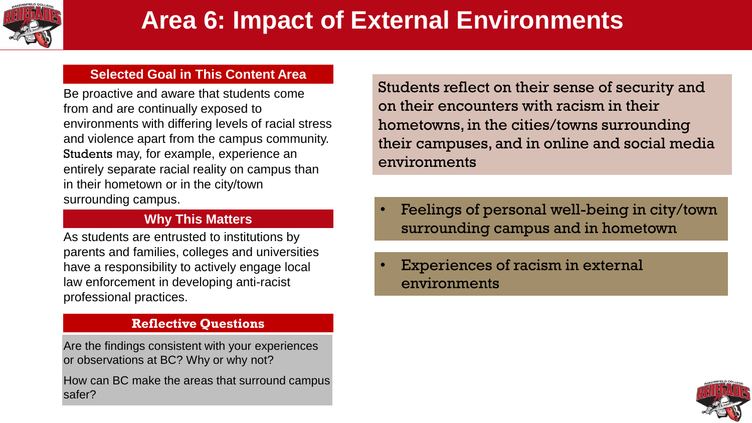# Area 6: Impact of External Environments

### Selected Goal in This Content Area

Be proactive and aware that students come from and are continually exposed to environments with differing levels of racial stress and violence apart from the campus community. Students may, for example, experience an entirely separate racial reality on campus than in their hometown or in the city/town surrounding campus.

### Why This Matters

As students are entrusted to institutions by parents and families, colleges and universities have a responsibility to actively engage local law enforcement in developing anti-racist professional practices.

### Reflective Questions

Are the findings consistent with your experiences or observations at BC? Why or why not?

How can BC make the areas that surround campus safer?

Students reflect on their sense of security and on their encounters with racism in their hometowns, in the cities/towns surrounding their campuses, and in online and social media environments

- Feelings of personal well-being in city/town surrounding campus and in hometown
- Experiences of racism in external environments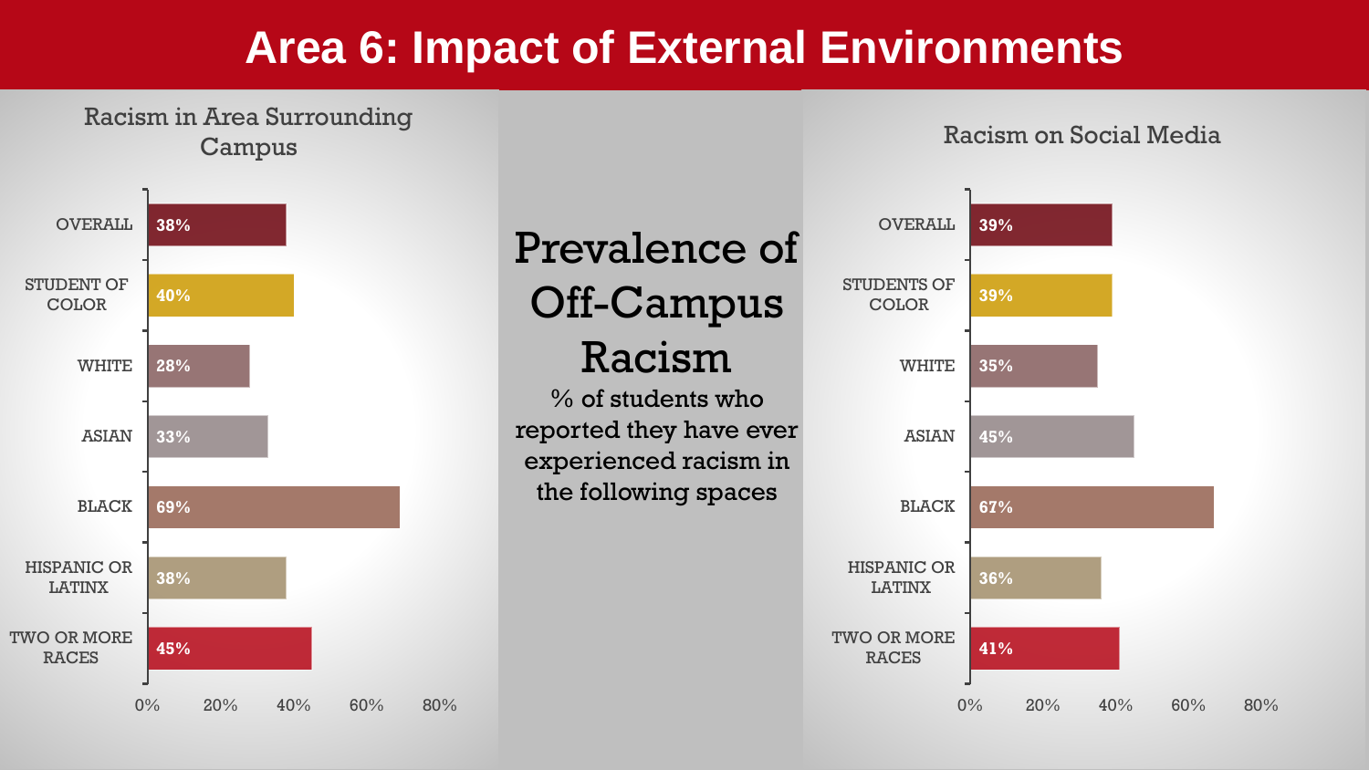# Area 6: Impact of External Environments

## Prevalence of Off-Campus Racism

% of students who reported they have ever experienced racism in the following spaces

### Racism in Area Surrounding Campus

| Group | % |
| --- | --- |
| OVERALL | 38% |
| STUDENT OF COLOR | 40% |
| WHITE | 28% |
| ASIAN | 33% |
| BLACK | 69% |
| HISPANIC OR LATINX | 38% |
| TWO OR MORE RACES | 45% |

### Racism on Social Media

| Group | % |
| --- | --- |
| OVERALL | 39% |
| STUDENTS OF COLOR | 39% |
| WHITE | 35% |
| ASIAN | 45% |
| BLACK | 67% |
| HISPANIC OR LATINX | 36% |
| TWO OR MORE RACES | 41% |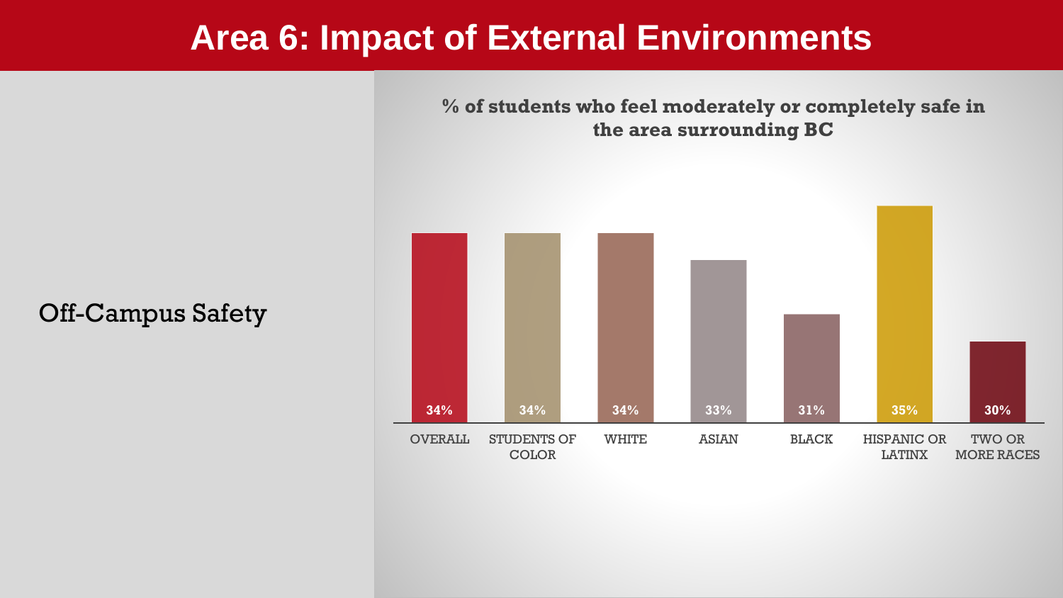# Area 6: Impact of External Environments

Off-Campus Safety

**% of students who feel moderately or completely safe in the area surrounding BC**

| OVERALL | STUDENTS OF COLOR | WHITE | ASIAN | BLACK | HISPANIC OR LATINX | TWO OR MORE RACES |
|---|---|---|---|---|---|---|
| 34% | 34% | 34% | 33% | 31% | 35% | 30% |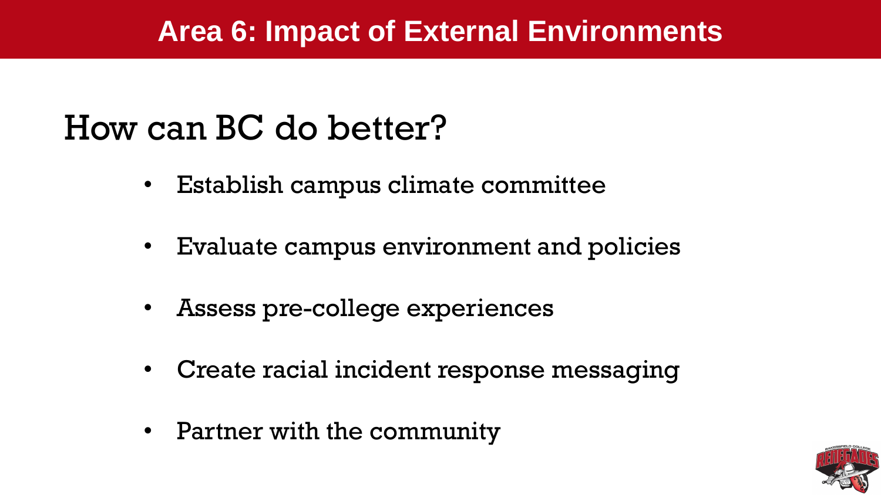# Area 6: Impact of External Environments

## How can BC do better?

- Establish campus climate committee
- Evaluate campus environment and policies
- Assess pre-college experiences
- Create racial incident response messaging
- Partner with the community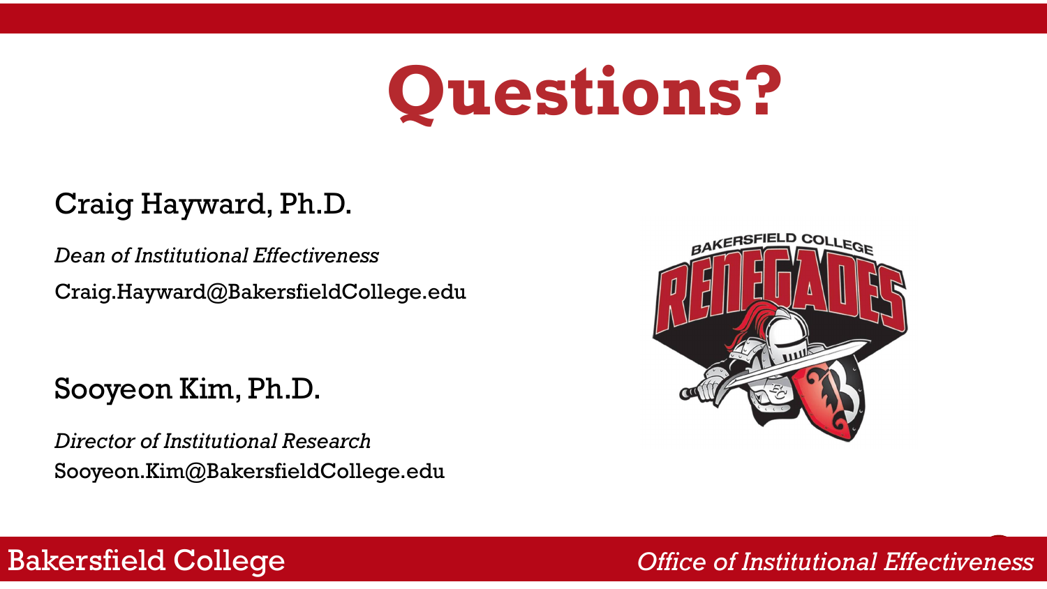# Questions?

Craig Hayward, Ph.D.

*Dean of Institutional Effectiveness*

Craig.Hayward@BakersfieldCollege.edu

Sooyeon Kim, Ph.D.

*Director of Institutional Research*

Sooyeon.Kim@BakersfieldCollege.edu